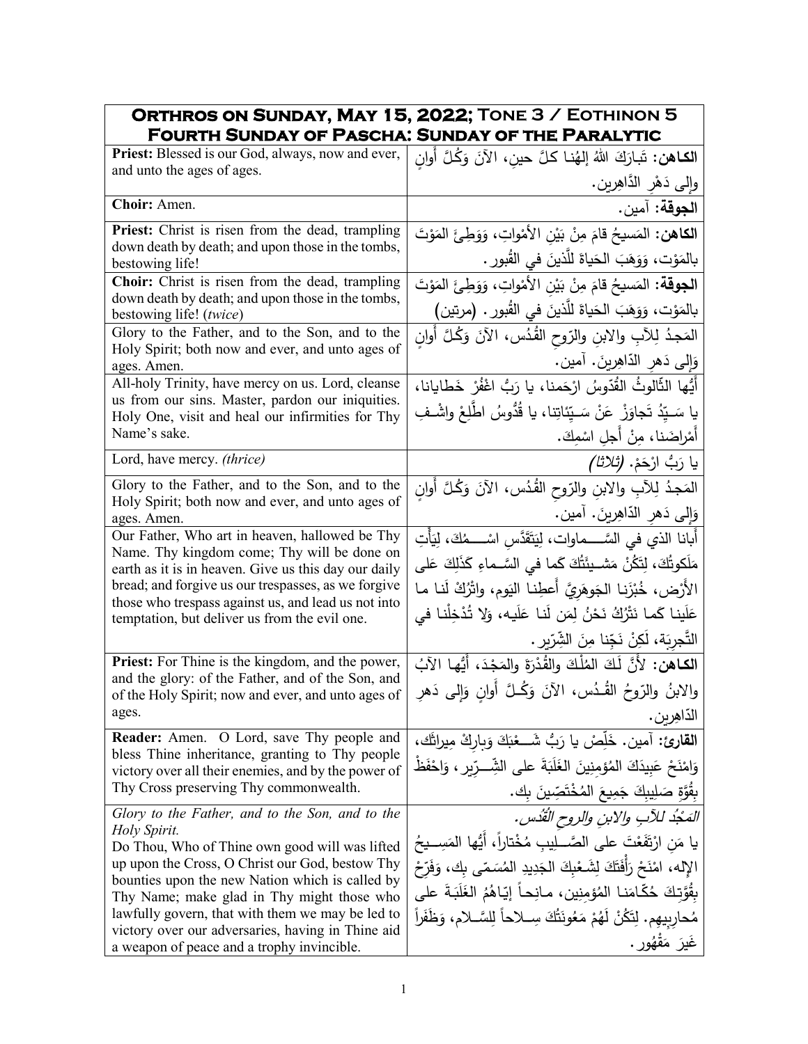| **Orthros on Sunday, May 15, 2022; Tone 3 / Eothinon 5 Fourth Sunday of Pascha: Sunday of the Paralytic** | |
|---|---|
| **Priest:** Blessed is our God, always, now and ever, and unto the ages of ages. | **الكاهن:** تَبارَكَ اللهُ إلهُنا كلَّ حينٍ، الآنَ وَكُلَّ أوانٍ وإلى دَهْرِ الدَّاهِرين. |
| **Choir:** Amen. | **الجوقة:** آمين. |
| **Priest:** Christ is risen from the dead, trampling down death by death; and upon those in the tombs, bestowing life! | **الكاهن:** المَسيحُ قامَ مِنْ بَيْنِ الأمْواتِ، وَوَطِئَ المَوْتَ بالمَوْت، وَوَهَبَ الحَياةَ للَّذينَ في القُبور. |
| **Choir:** Christ is risen from the dead, trampling down death by death; and upon those in the tombs, bestowing life! (*twice*) | **الجوقة:** المَسيحُ قامَ مِنْ بَيْنِ الأمْواتِ، وَوَطِئَ المَوْتَ بالمَوْت، وَوَهَبَ الحَياةَ للَّذينَ في القُبور. (مرتين) |
| Glory to the Father, and to the Son, and to the Holy Spirit; both now and ever, and unto ages of ages. Amen. | المَجدُ لِلآبِ والابنِ والرّوحِ القُدُس، الآنَ وَكُلَّ أوانٍ وَإلى دَهرِ الدّاهِرينَ. آمين. |
| All-holy Trinity, have mercy on us. Lord, cleanse us from our sins. Master, pardon our iniquities. Holy One, visit and heal our infirmities for Thy Name's sake. | أيُّها الثّالوثُ القُدّوسُ ارْحَمنا، يا رَبُّ اغْفُرْ خَطايانا، يا سَيِّدُ تَجاوَزْ عَنْ سَيِّئاتِنا، يا قُدُّوسُ اطَّلِعْ واشْفِ أمْراضَنا، مِنْ أجلِ اسْمِكَ. |
| Lord, have mercy. *(thrice)* | يا رَبُّ ارْحَمْ. *(ثلاثاً)* |
| Glory to the Father, and to the Son, and to the Holy Spirit; both now and ever, and unto ages of ages. Amen. | المَجدُ لِلآبِ والابنِ والرّوحِ القُدُس، الآنَ وَكُلَّ أوانٍ وَإلى دَهرِ الدّاهِرينَ. آمين. |
| Our Father, Who art in heaven, hallowed be Thy Name. Thy kingdom come; Thy will be done on earth as it is in heaven. Give us this day our daily bread; and forgive us our trespasses, as we forgive those who trespass against us, and lead us not into temptation, but deliver us from the evil one. | أبانا الذي في السَّماوات، لِيَتَقَدَّسِ اسْمُكَ، لِيَأْتِ مَلَكوتُكَ، لِتَكُنْ مَشيئَتُكَ كَما في السَّماءِ كَذَلِكَ عَلى الأَرْض، خُبْزَنا الجَوهَرِيَّ أَعطِنا اليَوم، واتْرُكْ لَنا ما عَلَينا كَما نَتْرُكُ نَحْنُ لِمَن لَنا عَلَيه، وَلا تُدْخِلْنا في التَّجرِبَة، لَكِنْ نَجِّنا مِنَ الشِّرّير. |
| **Priest:** For Thine is the kingdom, and the power, and the glory: of the Father, and of the Son, and of the Holy Spirit; now and ever, and unto ages of ages. | **الكاهن:** لأنَّ لَكَ المُلْكَ والقُدْرَةَ والمَجْدَ، أيُّها الآبُ والابنُ والرّوحُ القُدُس، الآنَ وَكُلَّ أوانٍ وَإلى دَهرِ الدّاهِرين. |
| **Reader:** Amen. O Lord, save Thy people and bless Thine inheritance, granting to Thy people victory over all their enemies, and by the power of Thy Cross preserving Thy commonwealth. | **القارئ:** آمين. خَلِّصْ يا رَبُّ شَعْبَكَ وَبارِكْ مِيراثَك، وَامْنَحْ عَبِيدَكَ المُؤمِنِينَ الغَلَبَةَ على الشِّرِّير، وَاحْفَظْ بِقُوَّةِ صَلِيبِكَ جَمِيعَ المُخْتَصِّينَ بِك. |
| *Glory to the Father, and to the Son, and to the Holy Spirit.* Do Thou, Who of Thine own good will was lifted up upon the Cross, O Christ our God, bestow Thy bounties upon the new Nation which is called by Thy Name; make glad in Thy might those who lawfully govern, that with them we may be led to victory over our adversaries, having in Thine aid a weapon of peace and a trophy invincible. | *المَجْدُ للآبِ والابنِ والروحِ القُدُس.* يا مَنِ ارْتَفَعْتَ على الصَّلِيبِ مُخْتاراً، أيُّها المَسِيحُ الإله، امْنَحْ رَأْفَتَكَ لِشَعْبِكَ الجَدِيدِ المُسَمّى بِك، وَفَرِّحْ بِقُوَّتِكَ حُكّامَنا المُؤمِنِين، مانِحاً إيّاهُمُ الغَلَبَةَ على مُحارِبِيهِم. لِتَكُنْ لَهُمْ مَعُونَتُكَ سِلاحاً لِلسَّلام، وَظَفَراً غَيرَ مَقْهُور. |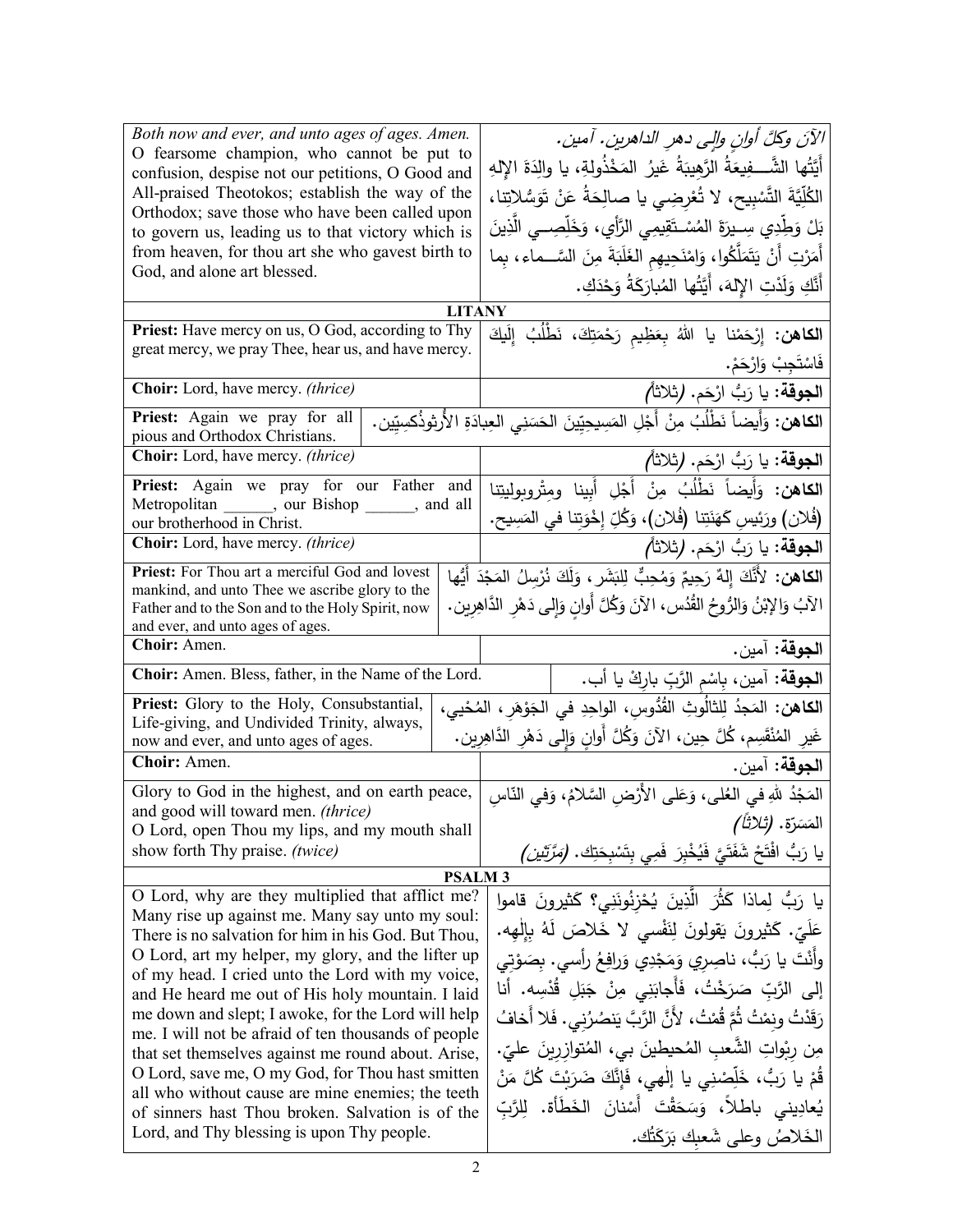| English | Arabic |
|---|---|
| *Both now and ever, and unto ages of ages. Amen.* O fearsome champion, who cannot be put to confusion, despise not our petitions, O Good and All-praised Theotokos; establish the way of the Orthodox; save those who have been called upon to govern us, leading us to that victory which is from heaven, for thou art she who gavest birth to God, and alone art blessed. | *الآنَ وكلَّ أوانٍ وإلى دهرِ الداهرين. آمين.* أَيَّتُها الشَّــفيعَةُ الرَّهيبَةُ غَيرُ المَخْذُولةِ، يا والِدَةَ الإلهِ الكُلِّيَّةَ التَّسْبيح، لا تُعْرِضِي يا صالِحَةُ عَنْ تَوَسُّلاتِنا، بَلْ وَطِّدِي سِيرَةَ المُسْتَقِيمِي الرَّأْيِ، وَخَلِّصِي الَّذِينَ أَمَرْتِ أَنْ يَتَمَلَّكُوا، وَامْنَحِيهِمِ الغَلَبَةَ مِنَ السَّماء، بِما أَنَّكِ وَلَدْتِ الإلهَ، أَيَّتُها المُبارَكَةُ وَحْدَكِ. |

## LITANY

| English | Arabic |
|---|---|
| **Priest:** Have mercy on us, O God, according to Thy great mercy, we pray Thee, hear us, and have mercy. | **الكاهن:** إرْحَمْنا يا اللهُ بِعَظِيمِ رَحْمَتِكَ، نَطْلُبُ إِلَيكَ فَاسْتَجِبْ وَارْحَمْ. |
| **Choir:** Lord, have mercy. *(thrice)* | **الجوقة:** يا رَبُّ ارْحَم. *(ثلاثاً)* |
| **Priest:** Again we pray for all pious and Orthodox Christians. | **الكاهن:** وَأَيضاً نَطْلُبُ مِنْ أَجْلِ المَسِيحِيّينَ الحَسَنِي العِبادَةِ الأُرثوذُكسِيّين. |
| **Choir:** Lord, have mercy. *(thrice)* | **الجوقة:** يا رَبُّ ارْحَم. *(ثلاثاً)* |
| **Priest:** Again we pray for our Father and Metropolitan ______, our Bishop ______, and all our brotherhood in Christ. | **الكاهن:** وَأَيضاً نَطْلُبُ مِنْ أَجْلِ أَبِينا ومِتْروبوليتِنا (فُلان) ورَئيسِ كَهَنَتِنا (فُلان)، وَكُلِّ إِخْوَتِنا في المَسِيح. |
| **Choir:** Lord, have mercy. *(thrice)* | **الجوقة:** يا رَبُّ ارْحَم. *(ثلاثاً)* |
| **Priest:** For Thou art a merciful God and lovest mankind, and unto Thee we ascribe glory to the Father and to the Son and to the Holy Spirit, now and ever, and unto ages of ages. | **الكاهن:** لأَنَّكَ إِلهٌ رَحِيمٌ وَمُحِبٌّ لِلبَشَر، وَلَكَ نُرْسِلُ المَجْدَ أَيُّها الآبُ وَالإبْنُ وَالرُّوحُ القُدُس، الآنَ وَكُلَّ أَوانٍ وَإِلى دَهْرِ الدَّاهِرين. |
| **Choir:** Amen. | **الجوقة:** آمين. |
| **Choir:** Amen. Bless, father, in the Name of the Lord. | **الجوقة:** آمين، بِاسْمِ الرَّبِّ بارِكْ يا أب. |
| **Priest:** Glory to the Holy, Consubstantial, Life-giving, and Undivided Trinity, always, now and ever, and unto ages of ages. | **الكاهن:** المَجدُ لِلثالُوثِ القُدُّوسِ، الواحِدِ في الجَوْهَرِ، المُحْيي، غَيرِ المُنْقَسِم، كُلَّ حِين، الآنَ وَكُلَّ أَوانٍ وَإِلى دَهْرِ الدَّاهِرِين. |
| **Choir:** Amen. | **الجوقة:** آمين. |
| Glory to God in the highest, and on earth peace, and good will toward men. *(thrice)* O Lord, open Thou my lips, and my mouth shall show forth Thy praise. *(twice)* | المَجْدُ للهِ في العُلى، وَعَلى الأَرْضِ السَّلامُ، وَفي النّاسِ المَسَرَّة. *(ثلاثاً)* يا رَبُّ افْتَحْ شَفَتَيَّ فَيُخْبِرَ فَمِي بِتَسْبِحَتِك. *(مرَّتَين)* |

## PSALM 3

| English | Arabic |
|---|---|
| O Lord, why are they multiplied that afflict me? Many rise up against me. Many say unto my soul: There is no salvation for him in his God. But Thou, O Lord, art my helper, my glory, and the lifter up of my head. I cried unto the Lord with my voice, and He heard me out of His holy mountain. I laid me down and slept; I awoke, for the Lord will help me. I will not be afraid of ten thousands of people that set themselves against me round about. Arise, O Lord, save me, O my God, for Thou hast smitten all who without cause are mine enemies; the teeth of sinners hast Thou broken. Salvation is of the Lord, and Thy blessing is upon Thy people. | يا رَبُّ لِماذا كَثُرَ الَّذِينَ يُحْزِنُونَنِي؟ كَثيرونَ قاموا عَلَيّ. كَثيرونَ يَقولونَ لِنَفْسي لا خَلاصَ لَهُ بِإِلٰهِه. وأَنْتَ يا رَبُّ، ناصِرِي وَمَجْدِي وَرافِعُ رأسي. بِصَوْتِي إلى الرَّبِّ صَرَخْتُ، فَأَجابَنِي مِنْ جَبَلِ قُدْسِه. أنا رَقَدْتُ ونِمْتُ ثُمَّ قُمْتُ، لأَنَّ الرَّبَّ يَنصُرُني. فَلا أَخافُ مِن رِبْواتِ الشَّعبِ المُحيطينَ بي، المُتوازِرِينَ عليّ. قُمْ يا رَبُّ، خَلِّصْنِي يا إلٰهي، فَإِنَّكَ ضَرَبْتَ كُلَّ مَنْ يُعادِيني باطلاً، وَسَحَقْتَ أَسْنانَ الخَطَأة. لِلرَّبِّ الخَلاصُ وعلى شَعبِك بَرَكَتُك. |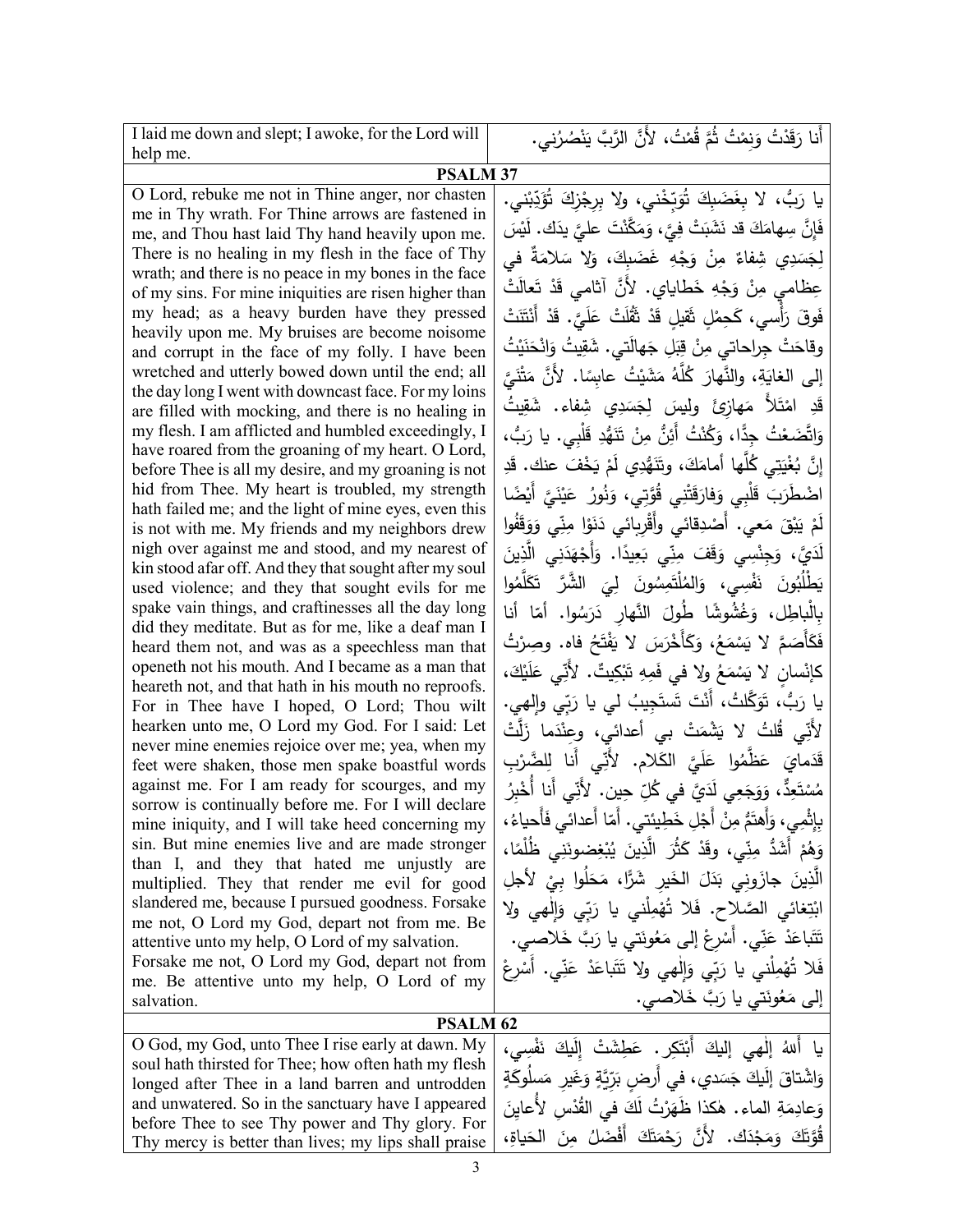| I laid me down and slept; I awoke, for the Lord will help me. | أَنا رَقَدْتُ وَنِمْتُ ثُمَّ قُمْتُ، لأَنَّ الرَّبَّ يَنْصُرُني. |
|---|---|
| **PSALM 37** | |
| O Lord, rebuke me not in Thine anger, nor chasten me in Thy wrath. For Thine arrows are fastened in me, and Thou hast laid Thy hand heavily upon me. There is no healing in my flesh in the face of Thy wrath; and there is no peace in my bones in the face of my sins. For mine iniquities are risen higher than my head; as a heavy burden have they pressed heavily upon me. My bruises are become noisome and corrupt in the face of my folly. I have been wretched and utterly bowed down until the end; all the day long I went with downcast face. For my loins are filled with mocking, and there is no healing in my flesh. I am afflicted and humbled exceedingly, I have roared from the groaning of my heart. O Lord, before Thee is all my desire, and my groaning is not hid from Thee. My heart is troubled, my strength hath failed me; and the light of mine eyes, even this is not with me. My friends and my neighbors drew nigh over against me and stood, and my nearest of kin stood afar off. And they that sought after my soul used violence; and they that sought evils for me spake vain things, and craftinesses all the day long did they meditate. But as for me, like a deaf man I heard them not, and was as a speechless man that openeth not his mouth. And I became as a man that heareth not, and that hath in his mouth no reproofs. For in Thee have I hoped, O Lord; Thou wilt hearken unto me, O Lord my God. For I said: Let never mine enemies rejoice over me; yea, when my feet were shaken, those men spake boastful words against me. For I am ready for scourges, and my sorrow is continually before me. For I will declare mine iniquity, and I will take heed concerning my sin. But mine enemies live and are made stronger than I, and they that hated me unjustly are multiplied. They that render me evil for good slandered me, because I pursued goodness. Forsake me not, O Lord my God, depart not from me. Be attentive unto my help, O Lord of my salvation.<br>Forsake me not, O Lord my God, depart not from me. Be attentive unto my help, O Lord of my salvation. | يا رَبُّ، لا بِغَضَبِكَ تُوَبِّخْني، ولا بِرِجْزِكَ تُؤَدِّبْني. فَإِنَّ سِهامَكَ قد نَشَبَتْ فِيَّ، وَمَكَّنْتَ عليَّ يدَك. لَيْسَ لِجَسَدِي شِفاءٌ مِنْ وَجْهِ غَضَبِكَ، وَلا سَلامَةٌ في عِظامي مِنْ وَجْهِ خَطايايَ. لأَنَّ آثامي قَدْ تَعالَتْ فَوقَ رَأْسي، كَحِمْلٍ ثَقيلٍ قَدْ ثَقُلَتْ عَلَيَّ. قَدْ أَنْتَنَتْ وقاحَتْ جِراحاتي مِنْ قِبَلِ جَهالَتي. شَقِيتُ وَانْحَنَيْتُ إلى الغايَةِ، والنَّهارَ كُلَّهُ مَشَيْتُ عابِسًا. لأَنَّ مَتْنَيَّ قَدِ امْتَلأَ مَهازِئَ وليسَ لِجَسَدِي شِفاء. شَقِيتُ وَاتَّضَعْتُ جِدًّا، وَكُنْتُ أَئِنُّ مِنْ تَنَهُّدِ قَلْبِي. يا رَبُّ، إِنَّ بُغْيَتِي كُلَّها أمامَكَ، وتَنَهُّدِي لَمْ يَخْفَ عنك. قَدِ اضْطَرَبَ قَلْبِي وَفارَقَتْنِي قُوَّتِي، وَنُورُ عَيْنَيَّ أَيْضًا لَمْ يَبْقَ مَعي. أَصْدِقائي وأَقْرِبائي دَنَوْا مِنِّي وَوَقَفُوا لَدَيَّ، وَجِنْسِي وَقَفَ مِنِّي بَعِيدًا. وَأَجْهَدَني الَّذِينَ يَطْلُبُونَ نَفْسِي، وَالمُلْتَمِسُونَ لِيَ الشَّرَّ تَكَلَّمُوا بِالْباطِلِ، وَغُشُوشًا طُولَ النَّهارِ دَرَسُوا. أمّا أنا فَكَأَصَمَّ لا يَسْمَعُ، وَكَأَخْرَسَ لا يَفْتَحُ فاه. وصِرْتُ كإنْسانٍ لا يَسْمَعُ ولا في فَمِهِ تَبْكِيتٌ. لأَنِّي عَلَيْكَ، يا رَبُّ، تَوَكَّلتُ، أَنْتَ تَستَجِيبُ لي يا رَبِّي وإِلهي. لأَنِّي قُلتُ لا يَشْمَتْ بي أعدائي، وعِنْدَما زَلَّتْ قَدَمايَ عَظَّمُوا عَلَيَّ الكَلام. لأَنِّي أَنا لِلضَّرْبِ مُسْتَعِدٌّ، وَوَجَعِي لَدَيَّ في كُلِّ حِين. لأَنِّي أَنا أُخْبِرُ بِإِثْمِي، وَأَهتَمُّ مِنْ أَجْلِ خَطِيئَتي. أَمّا أَعدائي فَأَحياءُ، وَهُمْ أَشَدُّ مِنِّي، وقَدْ كَثُرَ الَّذِينَ يُبْغِضونَني ظُلْمًا، الَّذِينَ جازَوني بَدَلَ الخَيرِ شَرًّا، مَحَلُوا بِيْ لأجلِ ابْتِغائي الصَّلاح. فَلا تُهْمِلْني يا رَبِّي وَإِلٰهي ولا تَتَباعَدْ عَنِّي. أَسْرِعْ إِلى مَعُونَتي يا رَبَّ خَلاصي.<br>فَلا تُهْمِلْني يا رَبِّي وَإِلٰهي ولا تَتَباعَدْ عَنِّي. أَسْرِعْ إِلى مَعُونَتي يا رَبَّ خَلاصي. |
| **PSALM 62** | |
| O God, my God, unto Thee I rise early at dawn. My soul hath thirsted for Thee; how often hath my flesh longed after Thee in a land barren and untrodden and unwatered. So in the sanctuary have I appeared before Thee to see Thy power and Thy glory. For Thy mercy is better than lives; my lips shall praise | يا أَللهُ إِلٰهي إِليكَ أَبْتَكِر. عَطِشَتْ إِلَيكَ نَفْسِي، وَاشْتاقَ إِلَيكَ جَسَدي، في أَرضٍ بَرِّيَّةٍ وَغيرِ مَسلُوكَةٍ وَعادِمَةِ الماء. هٰكذا ظَهَرْتُ لَكَ في القُدْسِ لأُعايِنَ قُوَّتَكَ وَمَجْدَك. لأَنَّ رَحْمَتَكَ أَفْضَلُ مِنَ الحَياةِ، |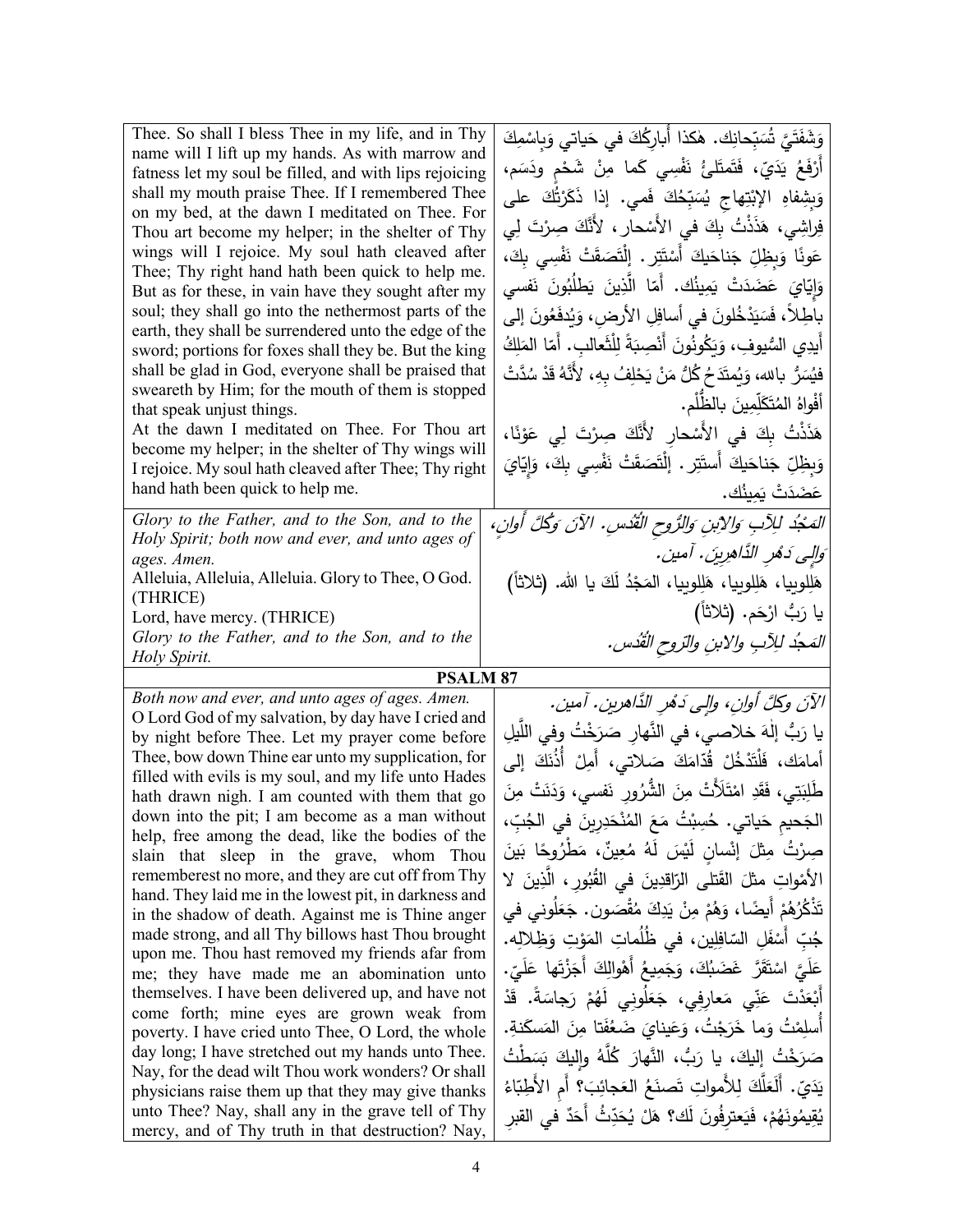| | |
|---|---|
| Thee. So shall I bless Thee in my life, and in Thy name will I lift up my hands. As with marrow and fatness let my soul be filled, and with lips rejoicing shall my mouth praise Thee. If I remembered Thee on my bed, at the dawn I meditated on Thee. For Thou art become my helper; in the shelter of Thy wings will I rejoice. My soul hath cleaved after Thee; Thy right hand hath been quick to help me. But as for these, in vain have they sought after my soul; they shall go into the nethermost parts of the earth, they shall be surrendered unto the edge of the sword; portions for foxes shall they be. But the king shall be glad in God, everyone shall be praised that sweareth by Him; for the mouth of them is stopped that speak unjust things.<br>At the dawn I meditated on Thee. For Thou art become my helper; in the shelter of Thy wings will I rejoice. My soul hath cleaved after Thee; Thy right hand hath been quick to help me. | وَشَفَتَيَّ تُسَبِّحانِك. هٰكذا أُبارِكُكَ في حَياتي وَبِاسْمِكَ أَرْفَعُ يَدَيّ، فَتَمتَلِئُ نَفْسِي كَما مِنْ شَحْمٍ ودَسَم، وَبِشِفاهِ الإبْتِهاجِ يُسَبِّحُكَ فَمي. إذا ذَكَرْتُكَ على فِراشِي، هَذَذْتُ بِكَ في الأَسْحار، لأَنَّكَ صِرْتَ لِي عَونًا وَبِظِلِّ جَناحَيكَ أَسْتَتِر. إِلْتَصَقَتْ نَفْسِي بِكَ، وَإِيّايَ عَضَدَتْ يَمِينُك. أَمّا الَّذِينَ يَطلُبُونَ نَفسِي باطِلاً، فَسَيَدْخُلونَ في أَسافِلِ الأَرضِ، وَيُدفَعُونَ إلى أَيدِي السُّيوفِ، وَيَكُونُونَ أَنْصِبَةً لِلْثَّعالب. أَمّا المَلِكُ فيُسَرُّ بالله، وَيُمتَدَحُ كُلُّ مَنْ يَحْلِفُ بِهِ، لأَنَّهُ قَدْ سُدَّتْ أَفْواهُ المُتَكَلِّمِينَ بالظُّلْم.<br>هَذَذْتُ بِكَ في الأَسْحارِ لأَنَّكَ صِرْتَ لِي عَوْنًا، وَبِظِلِّ جَناحَيكَ أَستَتِر. إِلْتَصَقَتْ نَفْسِي بِكَ، وَإِيّايَ عَضَدَتْ يَمِينُك. |
| *Glory to the Father, and to the Son, and to the Holy Spirit; both now and ever, and unto ages of ages. Amen.*<br>Alleluia, Alleluia, Alleluia. Glory to Thee, O God. (THRICE)<br>Lord, have mercy. (THRICE)<br>*Glory to the Father, and to the Son, and to the Holy Spirit.* | *المَجْدُ لِلآبِ وَالابْنِ وَالرُّوحِ القُدُس. الآنَ وَكُلَّ أَوانٍ، وَإِلى دَهْرِ الدَّاهِرِينَ. آمين.*<br>هَلِلوِيا، هَلِلوِيا، هَلِلوِيا، المَجْدُ لَكَ يا الله. (ثلاثاً)<br>يا رَبُّ ارْحَم. (ثلاثاً)<br>*المَجدُ لِلآبِ والابنِ والرّوحِ القُدُس.* |

**PSALM 87**

| | |
|---|---|
| *Both now and ever, and unto ages of ages. Amen.*<br>O Lord God of my salvation, by day have I cried and by night before Thee. Let my prayer come before Thee, bow down Thine ear unto my supplication, for filled with evils is my soul, and my life unto Hades hath drawn nigh. I am counted with them that go down into the pit; I am become as a man without help, free among the dead, like the bodies of the slain that sleep in the grave, whom Thou rememberest no more, and they are cut off from Thy hand. They laid me in the lowest pit, in darkness and in the shadow of death. Against me is Thine anger made strong, and all Thy billows hast Thou brought upon me. Thou hast removed my friends afar from me; they have made me an abomination unto themselves. I have been delivered up, and have not come forth; mine eyes are grown weak from poverty. I have cried unto Thee, O Lord, the whole day long; I have stretched out my hands unto Thee. Nay, for the dead wilt Thou work wonders? Or shall physicians raise them up that they may give thanks unto Thee? Nay, shall any in the grave tell of Thy mercy, and of Thy truth in that destruction? Nay, | *الآنَ وكلَّ أوانٍ، وإلى دَهْرِ الدَّاهرين. آمين.*<br>يا رَبُّ إلٰهَ خلاصي، في النَّهارِ صَرَخْتُ وفي اللَّيلِ أمامَك، فَلْتَدْخُلْ قُدّامَكَ صَلاتي، أَمِلْ أُذُنَكَ إلى طَلِبَتِي، فَقَدِ امْتَلَأَتْ مِنَ الشُّرُورِ نَفسي، وَدَنَتْ مِنَ الجَحيمِ حَياتي. حُسِبْتُ مَعَ المُنْحَدِرِينَ في الجُبِّ، صِرْتُ مِثلَ إنْسانٍ لَيْسَ لَهُ مُعِينٌ، مَطْرُوحًا بَينَ الأَمْواتِ مثلَ القَتلى الرّاقِدِينَ في القُبُورِ، الَّذِينَ لا تَذْكُرُهُمْ أَيضًا، وَهُمْ مِنْ يَدِكَ مُقْصَون. جَعَلُوني في جُبِّ أَسْفَلِ السّافِلِين، في ظُلُماتِ المَوْتِ وَظِلالِه. عَلَيَّ اسْتَقَرَّ غَضَبُكَ، وَجَمِيعُ أَهْوالِكَ أَجَزْتَها عَلَيّ. أَبْعَدْتَ عَنِّي مَعارِفِي، جَعَلُونِي لَهُمْ رَجاسَةً. قَدْ أُسلِمْتُ وَما خَرَجْتُ، وَعَيناي ضَعُفَتا مِنَ المَسكَنةِ. صَرَخْتُ إليكَ، يا رَبُّ، النَّهارَ كُلَّهُ وإليكَ بَسَطْتُ يَدَيّ. أَلَعَلَّكَ لِلأَمواتِ تَصنَعُ العَجائِبَ؟ أَمِ الأَطِبّاءُ يُقِيمُونَهُمْ، فَيَعترِفُونَ لَك؟ هَلْ يُحَدِّثُ أَحَدٌ في القبرِ |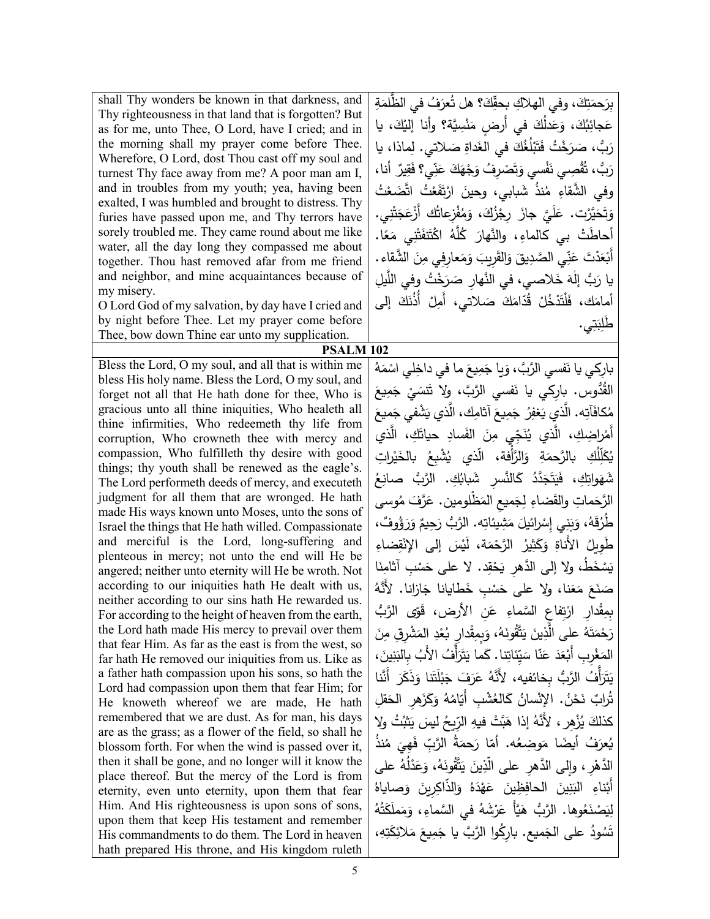| | |
|---|---|
| shall Thy wonders be known in that darkness, and Thy righteousness in that land that is forgotten? But as for me, unto Thee, O Lord, have I cried; and in the morning shall my prayer come before Thee. Wherefore, O Lord, dost Thou cast off my soul and turnest Thy face away from me? A poor man am I, and in troubles from my youth; yea, having been exalted, I was humbled and brought to distress. Thy furies have passed upon me, and Thy terrors have sorely troubled me. They came round about me like water, all the day long they compassed me about together. Thou hast removed afar from me friend and neighbor, and mine acquaintances because of my misery. O Lord God of my salvation, by day have I cried and by night before Thee. Let my prayer come before Thee, bow down Thine ear unto my supplication. | بِرَحمَتِكَ، وفي الهلاكِ بحقِّكَ؟ هل تُعرَفُ في الظُّلمَةِ عَجائِبُكَ، وَعَدلُكَ في أَرضٍ مَنْسِيَّة؟ وأنا إليْكَ، يا رَبُّ، صَرَخْتُ فَتَبْلُغُكَ في الغَداةِ صَلاتي. لماذا، يا رَبُّ، تُقْصِي نَفْسي وَتَصْرِفُ وَجْهَكَ عَنّي؟ فَقِيرٌ أنا، وفي الشَّقاءِ مُنذُ شَبابي، وحينَ ارْتَفَعْتُ اتَّضَعْتُ وَتَحَيَّرْت. عَلَيَّ جازَ رِجْزُكَ، وَمُفْزِعاتُك أَزْعَجَتْني. أحاطَتْ بي كالماءِ، والنَّهارَ كُلَّهُ اكْتَنَفَتْني مَعًا. أَبْعَدْتَ عَنّي الصَّدِيقَ وَالقَرِيبَ وَمَعارِفِي مِنَ الشَّقاء. يا رَبُّ إلهَ خَلاصي، في النَّهارِ صَرَخْتُ وفي اللَّيلِ أمامَك، فَلْتَدْخُلْ قُدّامَكَ صَلاتي، أَمِلْ أُذُنَكَ إلى طَلِبَتِي. |
| **PSALM 102** | |
| Bless the Lord, O my soul, and all that is within me bless His holy name. Bless the Lord, O my soul, and forget not all that He hath done for thee, Who is gracious unto all thine iniquities, Who healeth all thine infirmities, Who redeemeth thy life from corruption, Who crowneth thee with mercy and compassion, Who fulfilleth thy desire with good things; thy youth shall be renewed as the eagle's. The Lord performeth deeds of mercy, and executeth judgment for all them that are wronged. He hath made His ways known unto Moses, unto the sons of Israel the things that He hath willed. Compassionate and merciful is the Lord, long-suffering and plenteous in mercy; not unto the end will He be angered; neither unto eternity will He be wroth. Not according to our iniquities hath He dealt with us, neither according to our sins hath He rewarded us. For according to the height of heaven from the earth, the Lord hath made His mercy to prevail over them that fear Him. As far as the east is from the west, so far hath He removed our iniquities from us. Like as a father hath compassion upon his sons, so hath the Lord had compassion upon them that fear Him; for He knoweth whereof we are made, He hath remembered that we are dust. As for man, his days are as the grass; as a flower of the field, so shall he blossom forth. For when the wind is passed over it, then it shall be gone, and no longer will it know the place thereof. But the mercy of the Lord is from eternity, even unto eternity, upon them that fear Him. And His righteousness is upon sons of sons, upon them that keep His testament and remember His commandments to do them. The Lord in heaven hath prepared His throne, and His kingdom ruleth | بارِكي يا نَفسي الرَّبَّ، وَيا جَمِيعَ ما في داخِلي اسْمَهُ القُدُّوس. بارِكي يا نَفسي الرَّبَّ، ولا تَنسَيْ جَمِيعَ مُكافَآتِه. الَّذي يَغفِرُ جَمِيعَ آثامِكِ، الَّذي يَشْفي جَمِيعَ أَمْراضِكِ، الَّذي يُنَجّي مِنَ الفَسادِ حياتَكِ، الَّذي يُكَلِّلُكِ بالرَّحمَةِ وَالرَّأفة، الّذي يُشْبِعُ بالخَيْراتِ شَهَواتِكِ، فَيَتَجَدَّدُ كالنَّسرِ شَبابُكِ. الرَّبُّ صانِعُ الرَّحَماتِ والقَضاءِ لِجَميعِ المَظْلومين. عَرَّفَ مُوسى طُرُقَهُ، وَبَني إسْرائيلَ مَشِيئاتِه. الرَّبُّ رَحِيمٌ وَرَؤُوفٌ، طَوِيلُ الأَناةِ وَكَثِيرُ الرَّحْمَة، لَيْسَ إلى الإنْقِضاءِ يَسْخَطُ، ولا إلى الدَّهرِ يَحْقِد. لا على حَسْبِ آثامِنَا صَنَعَ مَعَنا، ولا على حَسْبِ خَطايانا جَازانا. لأَنَّهُ بِمِقْدارِ ارْتِفاعِ السَّماءِ عَنِ الأرض، قَوّى الرَّبُّ رَحْمَتَهُ على الَّذِينَ يَتَّقُونَهُ، وَبِمِقْدارِ بُعْدِ المَشْرِقِ مِنَ المَغْرِبِ أَبْعَدَ عَنّا سَيِّئاتِنا. كَما يَتَرَأَّفُ الأَبُ بِالبَنِينَ، يَتَرَأَّفُ الرَّبُّ بِخائفيه، لأَنَّهُ عَرَفَ جَبْلَتَنا وَذَكَرَ أَنَّنا تُرابٌ نَحْنُ. الإنْسانُ كَالعُشْبِ أَيّامُهُ وَكَزَهرِ الحَقلِ كذلكَ يُزْهِر، لأَنَّهُ إذا هَبَّتْ فيهِ الرِّيحُ ليسَ يَثبُتُ ولا يُعرَفُ أيضًا مَوضِعُه. أمّا رَحمَةُ الرَّبِّ فَهِيَ مُنذُ الدَّهْرِ، وإلى الدَّهرِ على الّذِينَ يَتَّقُونَهُ، وَعَدْلُهُ على أَبْناءِ البَنِينَ الحافِظِينَ عَهْدَهُ وَالذّاكِرِينَ وَصاياهُ لِيَصْنَعُوها. الرَّبُّ هَيَّأَ عَرْشَهُ في السَّماءِ، وَمَملَكَتُهُ تَسُودُ على الجَمِيع. بارِكُوا الرَّبَّ يا جَمِيعَ مَلائِكَتِهِ، |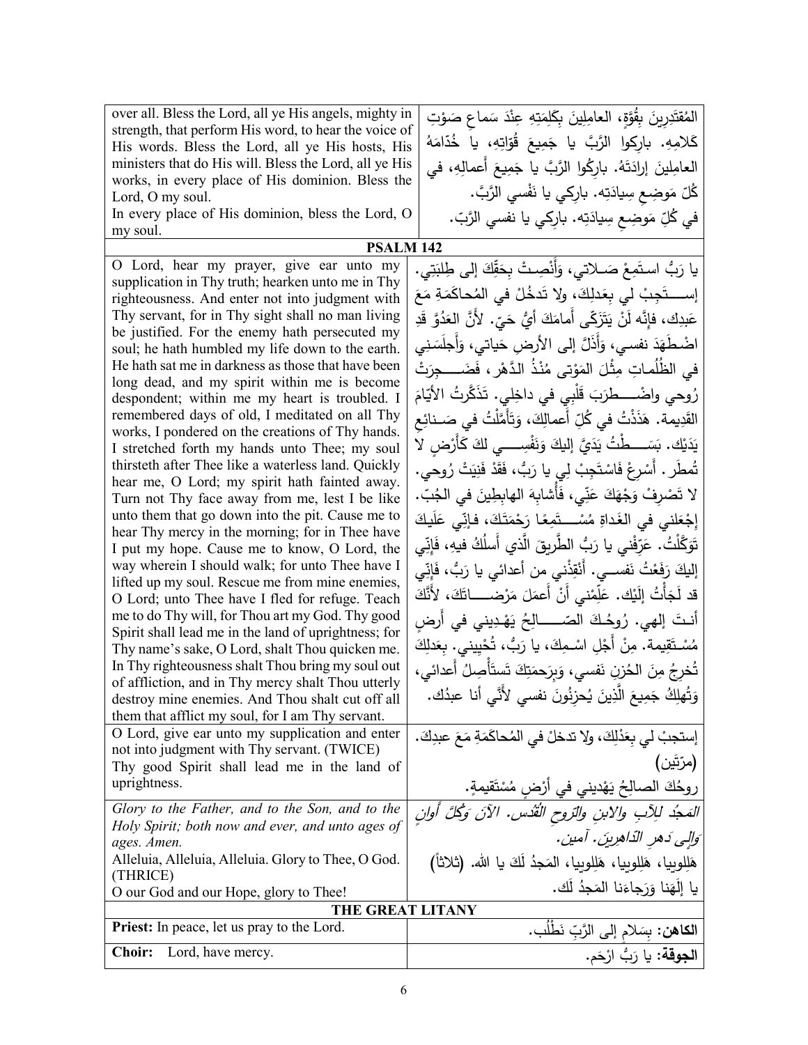| | |
|---|---|
| over all. Bless the Lord, all ye His angels, mighty in strength, that perform His word, to hear the voice of His words. Bless the Lord, all ye His hosts, His ministers that do His will. Bless the Lord, all ye His works, in every place of His dominion. Bless the Lord, O my soul.<br>In every place of His dominion, bless the Lord, O my soul. | المُقتَدِرينَ بِقُوَّةٍ، العامِلِينَ بِكَلِمَتِهِ عِنْدَ سَماعِ صَوْتِ كَلامِهِ. بارِكوا الرَّبَّ يا جَميعَ قُوّاتِهِ، يا خُدّامَهُ العامِلينَ إرادَتَهُ. بارِكُوا الرَّبَّ يا جَمِيعَ أَعمالِهِ، في كُلِّ مَوضِعِ سِيادَتِه. بارِكِي يا نَفْسي الرَّبَّ.<br>في كُلِّ مَوضِعِ سِيادَتِه. بارِكِي يا نفسي الرَّبّ. |

**PSALM 142**

| | |
|---|---|
| O Lord, hear my prayer, give ear unto my supplication in Thy truth; hearken unto me in Thy righteousness. And enter not into judgment with Thy servant, for in Thy sight shall no man living be justified. For the enemy hath persecuted my soul; he hath humbled my life down to the earth. He hath sat me in darkness as those that have been long dead, and my spirit within me is become despondent; within me my heart is troubled. I remembered days of old, I meditated on all Thy works, I pondered on the creations of Thy hands. I stretched forth my hands unto Thee; my soul thirsteth after Thee like a waterless land. Quickly hear me, O Lord; my spirit hath fainted away. Turn not Thy face away from me, lest I be like unto them that go down into the pit. Cause me to hear Thy mercy in the morning; for in Thee have I put my hope. Cause me to know, O Lord, the way wherein I should walk; for unto Thee have I lifted up my soul. Rescue me from mine enemies, O Lord; unto Thee have I fled for refuge. Teach me to do Thy will, for Thou art my God. Thy good Spirit shall lead me in the land of uprightness; for Thy name's sake, O Lord, shalt Thou quicken me. In Thy righteousness shalt Thou bring my soul out of affliction, and in Thy mercy shalt Thou utterly destroy mine enemies. And Thou shalt cut off all them that afflict my soul, for I am Thy servant. | يا رَبُّ استَمِعْ صَلاتي، وَأَنْصِتْ بِحَقِّكَ إلى طِلبَتِي. إستَجِبْ لي بِعَدلِكَ، ولا تَدخُلْ في المُحاكَمَةِ مَعَ عَبدِك، فإنَّه لَنْ يَتَزَكّى أَمامَكَ أَيُّ حَيّ. لأنَّ العَدُوَّ قَدِ اضْطَهَدَ نفسي، وَأَذَلَّ إلى الأرضِ حَياتي، وَأَجلَسَني في الظُلُماتِ مِثْلَ المَوْتى مُنْذُ الدَّهْر، فَضَجِرَتْ رُوحي واضْطَرَبَ قَلْبِي في داخِلي. تَذَكَّرتُ الأَيّامَ القَدِيمة. هَذَذْتُ في كُلِّ أَعمالِكَ، وَتَأَمَّلْتُ في صَنائِعِ يَدَيْك. بَسَطْتُ يَدَيَّ إليكَ وَنَفْسِي لكَ كَأَرْضٍ لا تُمطَر. أَسْرِعْ فَاسْتَجِبْ لِي يا رَبُّ، فَقَدْ فَنِيَتْ رُوحي. لا تَصْرِفْ وَجْهَكَ عَنِّي، فَأُشابِهَ الهابِطِينَ في الجُبّ. إجْعَلني في الغَداةِ مُسْتَمِعًا رَحْمَتَكَ، فإنِّي عَلَيكَ تَوَكَّلْتُ. عَرِّفْني يا رَبُّ الطَّريقَ الَّذي أَسلُكُ فيهِ، فَإنّي إليكَ رَفَعْتُ نَفسي. أَنْقِذْني من أعدائي يا رَبُّ، فَإِنِّي قد لَجَأْتُ إلَيْك. عَلِّمْني أَنْ أَعمَلَ مَرْضاتَكَ، لأَنَّكَ أنتَ إلهي. رُوحُكَ الصّالِحُ يَهْدِيني في أَرضٍ مُسْتَقِيمة. مِنْ أَجْلِ اسْمِكَ، يا رَبُّ، تُحْيِيني. بِعَدلِكَ تُخرِجُ مِنَ الحُزنِ نَفسي، وَبِرَحمَتِكَ تَستأْصِلُ أَعدائي، وَتُهلِكُ جَمِيعَ الَّذِينَ يُحزِنُونَ نفسي لأَنِّي أنا عبدُك. |
| O Lord, give ear unto my supplication and enter not into judgment with Thy servant. (TWICE)<br>Thy good Spirit shall lead me in the land of uprightness. | إستجبْ لي بِعَدْلِكَ، ولا تدخلْ في المُحاكَمَةِ مَعَ عبدِكَ. (مرّتَين)<br>روحُكَ الصالِحُ يَهْديني في أرْضٍ مُسْتَقيمةٍ. |
| *Glory to the Father, and to the Son, and to the Holy Spirit; both now and ever, and unto ages of ages. Amen.*<br>Alleluia, Alleluia, Alleluia. Glory to Thee, O God. (THRICE)<br>O our God and our Hope, glory to Thee! | *المَجدُ للآبِ والابنِ والرّوحِ القُدُس. الآنَ وَكُلَّ أَوانٍ وَإِلى دَهرِ الدّاهِرِينَ. آمين.*<br>هَلِلويا، هَلِلويا، هَلِلويا، المَجدُ لَكَ يا الله. (ثلاثاً)<br>يا إلَهَنا وَرَجاءَنا المَجدُ لَك. |

**THE GREAT LITANY**

| | |
|---|---|
| **Priest:** In peace, let us pray to the Lord. | **الكاهن:** بِسَلامٍ إلى الرَّبِّ نَطْلُب. |
| **Choir:** Lord, have mercy. | **الجوقة:** يا رَبُّ ارْحَم. |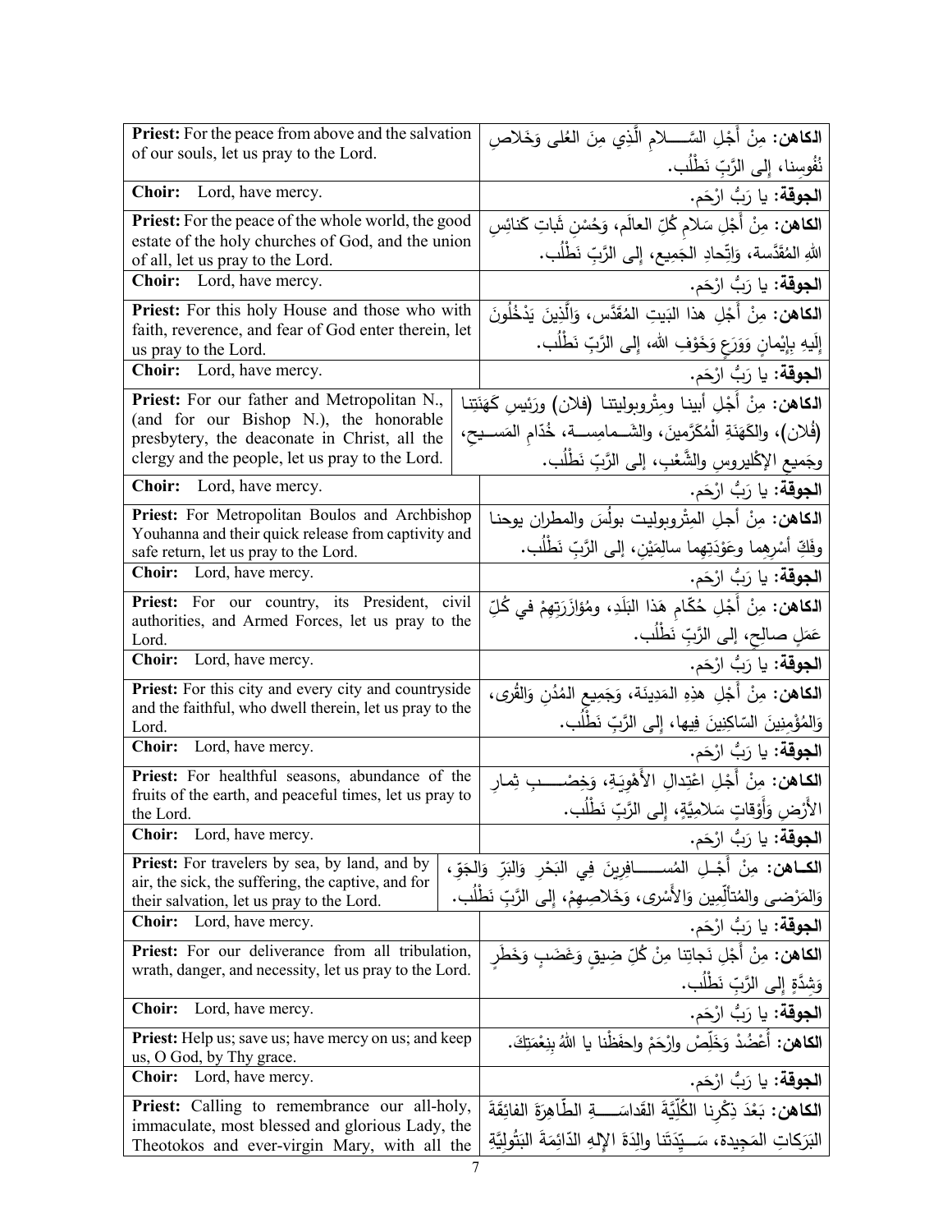| | |
|---|---|
| **Priest:** For the peace from above and the salvation of our souls, let us pray to the Lord. | **الكاهن:** مِنْ أَجْلِ السَّـــلامِ الَّذِي مِنَ العُلى وَخَلاصِ نُفُوسِنا، إلى الرَّبِّ نَطْلُب. |
| **Choir:** Lord, have mercy. | **الجوقة:** يا رَبُّ ارْحَم. |
| **Priest:** For the peace of the whole world, the good estate of the holy churches of God, and the union of all, let us pray to the Lord. | **الكاهن:** مِنْ أَجْلِ سَلامِ كُلِّ العالَم، وَحُسْنِ ثَباتِ كَنائِسِ اللهِ المُقَدَّسة، وَاتِّحادِ الجَمِيع، إلى الرَّبِّ نَطْلُب. |
| **Choir:** Lord, have mercy. | **الجوقة:** يا رَبُّ ارْحَم. |
| **Priest:** For this holy House and those who with faith, reverence, and fear of God enter therein, let us pray to the Lord. | **الكاهن:** مِنْ أَجْلِ هذا البَيتِ المُقَدَّس، وَالَّذِينَ يَدْخُلُونَ إِلَيهِ بِإِيْمانٍ وَوَرَعٍ وَخَوْفِ الله، إلى الرَّبِّ نَطْلُب. |
| **Choir:** Lord, have mercy. | **الجوقة:** يا رَبُّ ارْحَم. |
| **Priest:** For our father and Metropolitan N., (and for our Bishop N.), the honorable presbytery, the deaconate in Christ, all the clergy and the people, let us pray to the Lord. | **الكاهن:** مِنْ أَجْلِ أبينا ومِتْروبوليتنا (فلان) ورَئيسِ كَهَنَتِنا (فُلان)، والكَهَنَةِ الْمُكَرَّمينَ، والشَـمامِسَـةِ، خُدّامِ المَسـيحِ، وجَميعِ الإكْليروسِ والشَّعْبِ، إلى الرَّبِّ نَطْلُب. |
| **Choir:** Lord, have mercy. | **الجوقة:** يا رَبُّ ارْحَم. |
| **Priest:** For Metropolitan Boulos and Archbishop Youhanna and their quick release from captivity and safe return, let us pray to the Lord. | **الكاهن:** مِنْ أجلِ المِتْروبوليت بولُسَ والمطران يوحنا وفَكِّ أسْرِهِما وعَوْدَتِهِما سالِمَيْنِ، إلى الرَّبِّ نَطْلُب. |
| **Choir:** Lord, have mercy. | **الجوقة:** يا رَبُّ ارْحَم. |
| **Priest:** For our country, its President, civil authorities, and Armed Forces, let us pray to the Lord. | **الكاهن:** مِنْ أَجْلِ حُكّامِ هَذا البَلَدِ، ومُؤازَرَتِهِمْ في كُلِّ عَمَلٍ صالِحٍ، إلى الرَّبِّ نَطْلُب. |
| **Choir:** Lord, have mercy. | **الجوقة:** يا رَبُّ ارْحَم. |
| **Priest:** For this city and every city and countryside and the faithful, who dwell therein, let us pray to the Lord. | **الكاهن:** مِنْ أَجْلِ هذِهِ المَدِينَة، وَجَمِيعِ المُدُنِ وَالقُرى، وَالمُؤْمِنِينَ السّاكِنِينَ فِيها، إلى الرَّبِّ نَطْلُب. |
| **Choir:** Lord, have mercy. | **الجوقة:** يا رَبُّ ارْحَم. |
| **Priest:** For healthful seasons, abundance of the fruits of the earth, and peaceful times, let us pray to the Lord. | **الكاهن:** مِنْ أَجْلِ اعْتِدالِ الأَهْوِيَةِ، وَخِصْـبِ ثِمارِ الأَرْضِ وَأَوْقاتٍ سَلامِيَّةٍ، إلى الرَّبِّ نَطْلُب. |
| **Choir:** Lord, have mercy. | **الجوقة:** يا رَبُّ ارْحَم. |
| **Priest:** For travelers by sea, by land, and by air, the sick, the suffering, the captive, and for their salvation, let us pray to the Lord. | **الكـاهن:** مِنْ أَجْـلِ المُسـافِرِينَ فِي البَحْرِ وَالبَرِّ وَالجَوِّ، وَالمَرْضى والمُتأَلِّمِين وَالأَسْرى، وَخَلاصِهِمْ، إلى الرَّبِّ نَطْلُب. |
| **Choir:** Lord, have mercy. | **الجوقة:** يا رَبُّ ارْحَم. |
| **Priest:** For our deliverance from all tribulation, wrath, danger, and necessity, let us pray to the Lord. | **الكاهن:** مِنْ أَجْلِ نَجاتِنا مِنْ كُلِّ ضِيقٍ وَغَضَبٍ وَخَطَرٍ وَشِدَّةٍ إلى الرَّبِّ نَطْلُب. |
| **Choir:** Lord, have mercy. | **الجوقة:** يا رَبُّ ارْحَم. |
| **Priest:** Help us; save us; have mercy on us; and keep us, O God, by Thy grace. | **الكاهن:** أَعْضُدْ وَخَلِّصْ وارْحَمْ واحفَظْنا يا اللهُ بِنِعْمَتِكَ. |
| **Choir:** Lord, have mercy. | **الجوقة:** يا رَبُّ ارْحَم. |
| **Priest:** Calling to remembrance our all-holy, immaculate, most blessed and glorious Lady, the Theotokos and ever-virgin Mary, with all the | **الكاهن:** بَعْدَ ذِكْرِنا الكُلِّيَّةَ القَداسَـةِ الطّاهِرَةَ الفائِقَةَ البَرَكاتِ المَجِيدة، سَـيِّدَتَنا والِدَةَ الإِلهِ الدّائِمَةَ البَتُولِيَّةِ |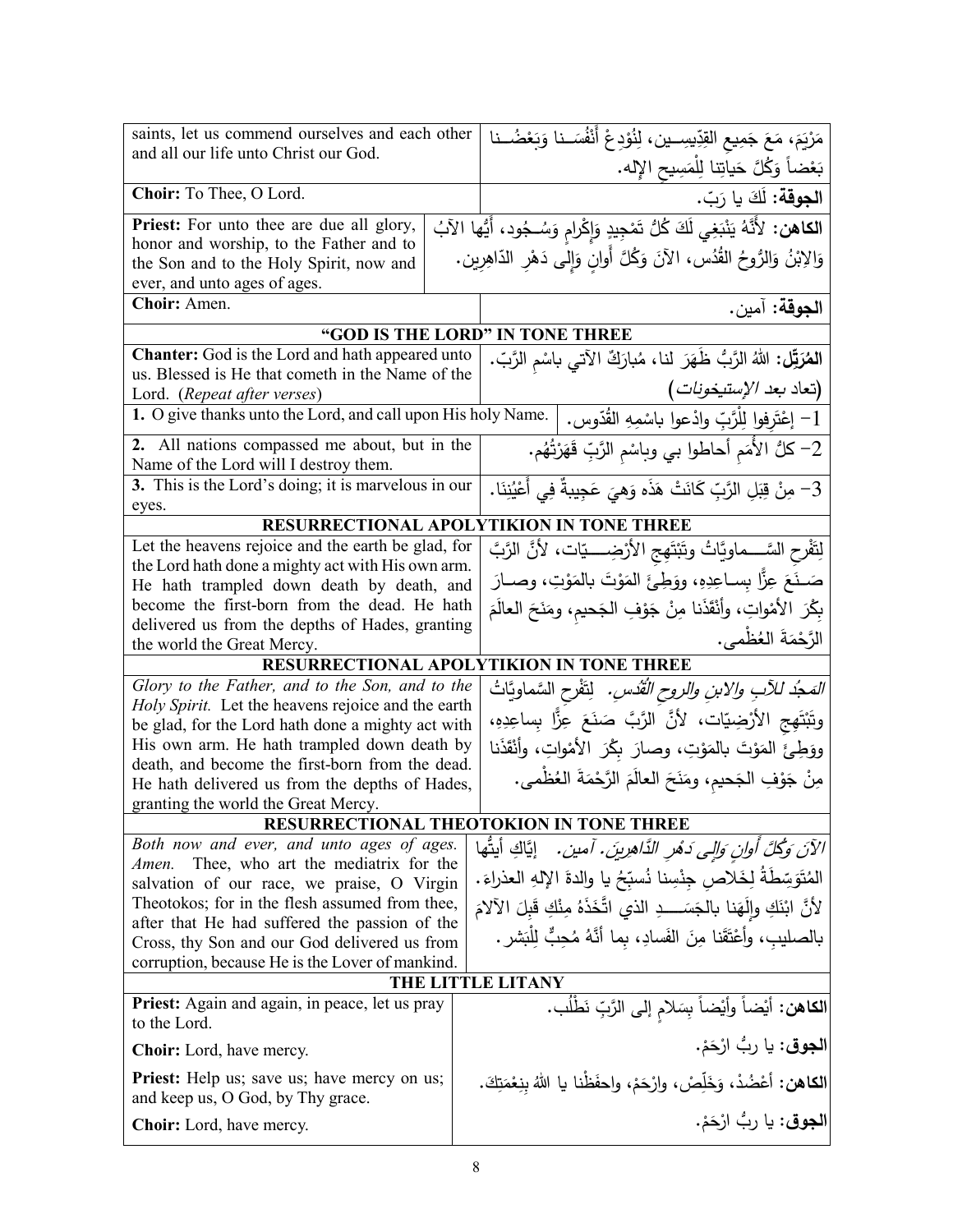| | |
|---|---|
| saints, let us commend ourselves and each other and all our life unto Christ our God. | مَرْيَمَ، مَعَ جَمِيعِ القِدِّيسِين، لِنُوْدِعْ أَنْفُسَنا وَبَعْضُنا بَعْضاً وَكُلَّ حَيَاتِنا لِلْمَسِيحِ الإله. |
| **Choir:** To Thee, O Lord. | **الجوقة:** لَكَ يا رَبّ. |
| **Priest:** For unto thee are due all glory, honor and worship, to the Father and to the Son and to the Holy Spirit, now and ever, and unto ages of ages. | **الكاهن:** لأَنَّهُ يَنْبَغِي لَكَ كُلُّ تَمْجِيدٍ وَإِكْرامٍ وَسُجُود، أَيُّها الآبُ وَالِابْنُ وَالرُّوحُ القُدُس، الآنَ وَكُلَّ أَوانٍ وَإِلَى دَهْرِ الدّاهِرِين. |
| **Choir:** Amen. | **الجوقة:** آمين. |

**"GOD IS THE LORD" IN TONE THREE**

| | |
|---|---|
| **Chanter:** God is the Lord and hath appeared unto us. Blessed is He that cometh in the Name of the Lord. (*Repeat after verses*) | **المُرَتِّل:** اللهُ الرَّبُّ ظَهَرَ لنا، مُبارَكٌ الآتي باسْمِ الرَّبّ. (تعاد بعد *الإستيخونات*) |
| **1.** O give thanks unto the Lord, and call upon His holy Name. | 1- إعْتَرِفوا لِلْرَّبِّ وادْعوا باسْمِهِ القُدّوس. |
| **2.** All nations compassed me about, but in the Name of the Lord will I destroy them. | 2- كلُّ الأُمَمِ أحاطوا بي وباسْمِ الرَّبِّ قَهَرْتُهُم. |
| **3.** This is the Lord's doing; it is marvelous in our eyes. | 3- مِنْ قِبَلِ الرَّبِّ كَانَتْ هَذَه وَهِيَ عَجِيبةٌ فِي أَعْيُنِنَا. |

**RESURRECTIONAL APOLYTIKION IN TONE THREE**

| | |
|---|---|
| Let the heavens rejoice and the earth be glad, for the Lord hath done a mighty act with His own arm. He hath trampled down death by death, and become the first-born from the dead. He hath delivered us from the depths of Hades, granting the world the Great Mercy. | لِتَفْرحِ السَّماويَّاتُ وتَبْتَهِجِ الأرْضِيّات، لأنَّ الرَّبَّ صَنَعَ عِزًّا بِساعِدِهِ، ووَطِئَ المَوْتَ بالمَوْتِ، وصارَ بِكْرَ الأمْواتِ، وأَنْقَذَنا مِنْ جَوْفِ الجَحيمِ، ومَنَحَ العالَمَ الرَّحْمَةَ العُظْمى. |

**RESURRECTIONAL APOLYTIKION IN TONE THREE**

| | |
|---|---|
| *Glory to the Father, and to the Son, and to the Holy Spirit.* Let the heavens rejoice and the earth be glad, for the Lord hath done a mighty act with His own arm. He hath trampled down death by death, and become the first-born from the dead. He hath delivered us from the depths of Hades, granting the world the Great Mercy. | *المَجدُ للآبِ والابنِ والروحِ القُدُس.* لِتَفْرحِ السَّماويَّاتُ وتَبْتَهِجِ الأرْضِيّات، لأنَّ الرَّبَّ صَنَعَ عِزًّا بِساعِدِهِ، ووَطِئَ المَوْتَ بالمَوْتِ، وصارَ بِكْرَ الأمْواتِ، وأَنْقَذَنا مِنْ جَوْفِ الجَحيمِ، ومَنَحَ العالَمَ الرَّحْمَةَ العُظْمى. |

**RESURRECTIONAL THEOTOKION IN TONE THREE**

| | |
|---|---|
| *Both now and ever, and unto ages of ages. Amen.* Thee, who art the mediatrix for the salvation of our race, we praise, O Virgin Theotokos; for in the flesh assumed from thee, after that He had suffered the passion of the Cross, thy Son and our God delivered us from corruption, because He is the Lover of mankind. | *الآنَ وَكُلَّ أَوانٍ وإلى دَهْرِ الدَّاهِرينَ. آمين.* إيَّاكِ أيتُّها المُتَوَسِّطَةُ لِخَلاصِ جِنْسِنا نُسبِّحُ يا والدةَ الإلهِ العذراءَ. لأنَّ ابْنَكِ وإلَهَنا بالجَسَدِ الذي اتَّخَذَهُ مِنْكِ قَبِلَ الآلامَ بالصليبِ، وأعْتَقَنا مِنَ الفَسادِ، بِما أنَّهُ مُحِبٌّ لِلْبَشَر. |

**THE LITTLE LITANY**

| | |
|---|---|
| **Priest:** Again and again, in peace, let us pray to the Lord. | **الكاهن:** أيْضاً وأيْضاً بِسَلامٍ إلى الرَّبِّ نَطْلُب. |
| **Choir:** Lord, have mercy. | **الجوق:** يا ربُّ ارْحَمْ. |
| **Priest:** Help us; save us; have mercy on us; and keep us, O God, by Thy grace. | **الكاهن:** أَعْضُدْ، وَخَلِّصْ، وارْحَمْ، واحفَظْنا يا اللهُ بِنِعْمَتِكَ. |
| **Choir:** Lord, have mercy. | **الجوق:** يا ربُّ ارْحَمْ. |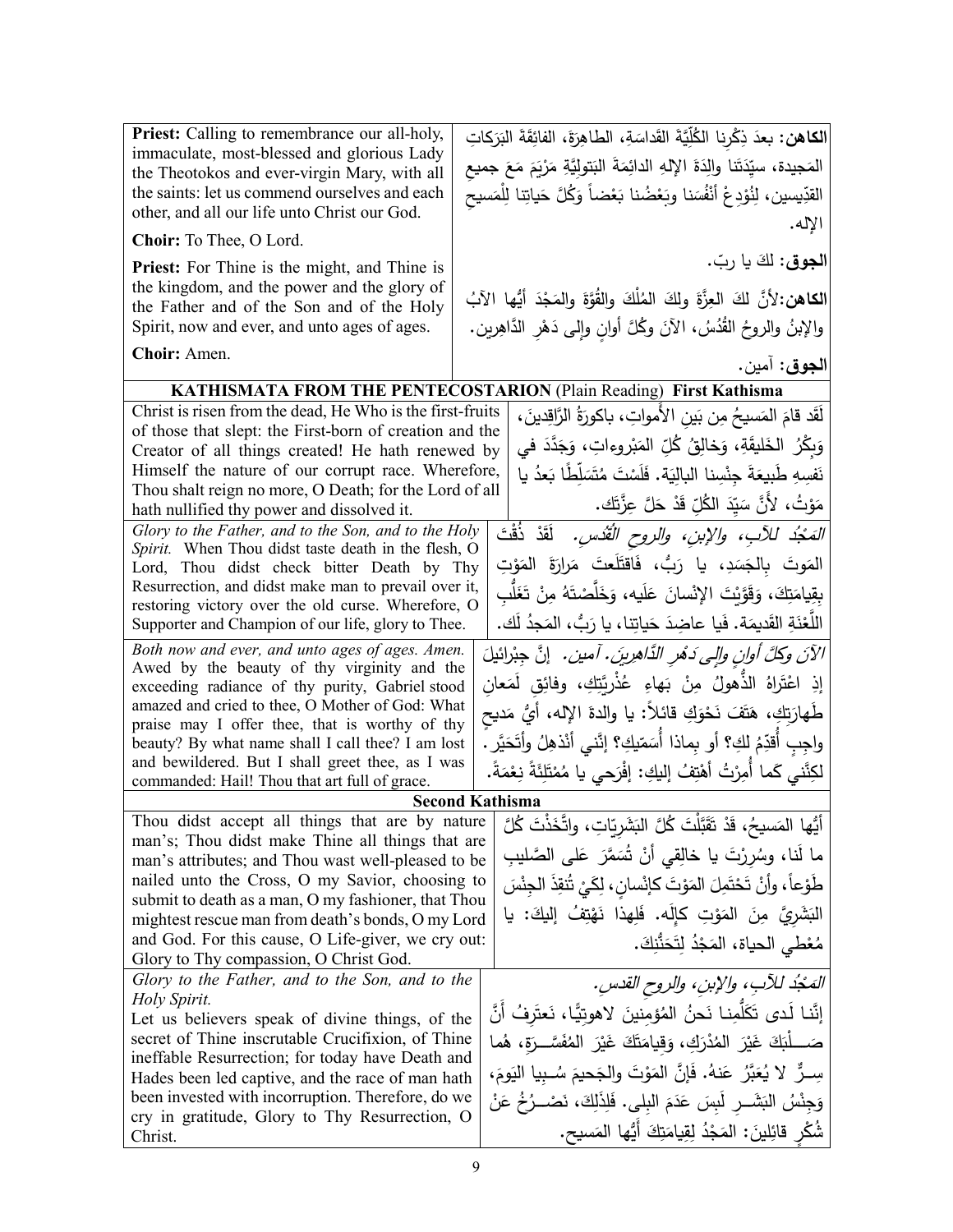| | |
|---|---|
| **Priest:** Calling to remembrance our all-holy, immaculate, most-blessed and glorious Lady the Theotokos and ever-virgin Mary, with all the saints: let us commend ourselves and each other, and all our life unto Christ our God. | **الكاهن:** بعدَ ذِكْرِنا الكُلِّيَّةَ القَداسَةِ، الطاهِرَةَ، الفائِقَةَ البَرَكاتِ المَجيدة، سيِّدَتَنا والِدَةَ الإلهِ الدائِمَةَ البَتولِيَّةِ مَرْيَمَ مَعَ جميعِ القدِّيسين، لِنُوْدِعْ أنْفُسَنا وبَعْضُنا بَعْضاً وَكُلَّ حَياتِنا لِلْمَسيحِ الإله. |
| **Choir:** To Thee, O Lord. | **الجوق:** لكَ يا ربّ. |
| **Priest:** For Thine is the might, and Thine is the kingdom, and the power and the glory of the Father and of the Son and of the Holy Spirit, now and ever, and unto ages of ages. | **الكاهن:** لأنَّ لكَ العِزَّةَ ولكَ المُلْكَ والقُوَّةَ والمَجْدَ أيُّها الآبُ والإبنُ والروحُ القُدُسُ، الآنَ وكُلَّ أوانٍ وإلى دَهْرِ الدَّاهِرين. |
| **Choir:** Amen. | **الجوق:** آمين. |

**KATHISMATA FROM THE PENTECOSTARION** (Plain Reading) **First Kathisma**

| | |
|---|---|
| Christ is risen from the dead, He Who is the first-fruits of those that slept: the First-born of creation and the Creator of all things created! He hath renewed by Himself the nature of our corrupt race. Wherefore, Thou shalt reign no more, O Death; for the Lord of all hath nullified thy power and dissolved it. | لَقَد قامَ المَسيحُ مِن بَينِ الأَمواتِ، باكورَةُ الرَّاقِدينَ، وَبِكْرُ الخَليقَةِ، وَخالِقُ كُلِّ المَبْروءاتِ، وَجَدَّدَ في نَفسِهِ طَبيعَةَ جِنْسِنا البالِيَة. فَلَسْتَ مُتَسَلِّطًا بَعدُ يا مَوْتُ، لأَنَّ سَيِّدَ الكُلِّ قَدْ حَلَّ عِزَّتَك. |
| *Glory to the Father, and to the Son, and to the Holy Spirit.* When Thou didst taste death in the flesh, O Lord, Thou didst check bitter Death by Thy Resurrection, and didst make man to prevail over it, restoring victory over the old curse. Wherefore, O Supporter and Champion of our life, glory to Thee. | *المَجْدُ للآبِ، والإبنِ، والروحِ القُدُسِ.* لَقَدْ ذُقْتَ المَوتَ بِالجَسَدِ، يا رَبُّ، فَاقتَلَعتَ مَرارَةَ المَوْتِ بِقِيامَتِكَ، وَقَوَّيْتَ الإنْسانَ عَلَيه، وَخَلَّصْتَهُ مِنْ تَغَلُّبِ اللَّعْنَةِ القَديمَة. فَيا عاضِدَ حَياتِنا، يا رَبُّ، المَجدُ لَك. |
| *Both now and ever, and unto ages of ages. Amen.* Awed by the beauty of thy virginity and the exceeding radiance of thy purity, Gabriel stood amazed and cried to thee, O Mother of God: What praise may I offer thee, that is worthy of thy beauty? By what name shall I call thee? I am lost and bewildered. But I shall greet thee, as I was commanded: Hail! Thou that art full of grace. | *الآنَ وكلَّ أوانٍ وإلى دَهْرِ الدَّاهِرينَ. آمين.* إنَّ جِبْرائيلَ إذِ اعْتَراهُ الذُّهولُ مِنْ بَهاءِ عُذْرِيَّتِكِ، وفائِقِ لَمَعانِ طَهارَتِكِ، هَتَفَ نَحْوَكِ قائلاً: يا والِدةَ الإله، أيَّ مَديحٍ واجِبٍ أُقَدِّمُ لكِ؟ أو بِماذا أُسَمّيكِ؟ إنَّني أنْذهِلُ وأتَحَيَّر. لكِنَّني كَما أُمِرْتُ أهْتِفُ إليكِ: إفْرَحي يا مُمْتَلِئَةً نِعْمَةً. |

**Second Kathisma**

| | |
|---|---|
| Thou didst accept all things that are by nature man's; Thou didst make Thine all things that are man's attributes; and Thou wast well-pleased to be nailed unto the Cross, O my Savior, choosing to submit to death as a man, O my fashioner, that Thou mightest rescue man from death's bonds, O my Lord and God. For this cause, O Life-giver, we cry out: Glory to Thy compassion, O Christ God. | أيُّها المَسيحُ، قَدْ تَقَبَّلْتَ كُلَّ البَشَرِيّاتِ، واتَّخَذْتَ كُلَّ ما لَنا، وسُرِرْتَ يا خالِقي أنْ تُسَمَّرَ عَلى الصَّليبِ طَوْعاً، وأنْ تَحْتَمِلَ المَوْتَ كإنْسانٍ، لِكَيْ تُنقِذَ الجِنْسَ البَشَرِيَّ مِنَ المَوْتِ كإلَه. فَلِهذا نَهْتِفُ إليكَ: يا مُعْطي الحياة، المَجْدُ لِتَحَنُّنِكَ. |
| *Glory to the Father, and to the Son, and to the Holy Spirit.* Let us believers speak of divine things, of the secret of Thine inscrutable Crucifixion, of Thine ineffable Resurrection; for today have Death and Hades been led captive, and the race of man hath been invested with incorruption. Therefore, do we cry in gratitude, Glory to Thy Resurrection, O Christ. | *المَجْدُ للآبِ، والإبنِ، والروحِ القدسِ.* إنَّنا لَدى تَكَلُّمِنا نَحنُ المُؤمِنينَ لاهوتيًّا، نَعتَرِفُ أنَّ صَلْبَكَ غَيْرَ المُدْرَكِ، وَقِيامَتَكَ غَيْرَ المُفَسَّرَةِ، هُما سِرٌّ لا يُعَبَّرُ عَنهُ. فَإنَّ المَوْتَ والجَحيمَ سُبِيا اليَومَ، وَجِنْسُ البَشَرِ لَبِسَ عَدَمَ البِلى. فَلِذَلِكَ، نَصْرُخُ عَنْ شُكْرٍ قائِلينَ: المَجْدُ لِقِيامَتِكَ أيُّها المَسيح. |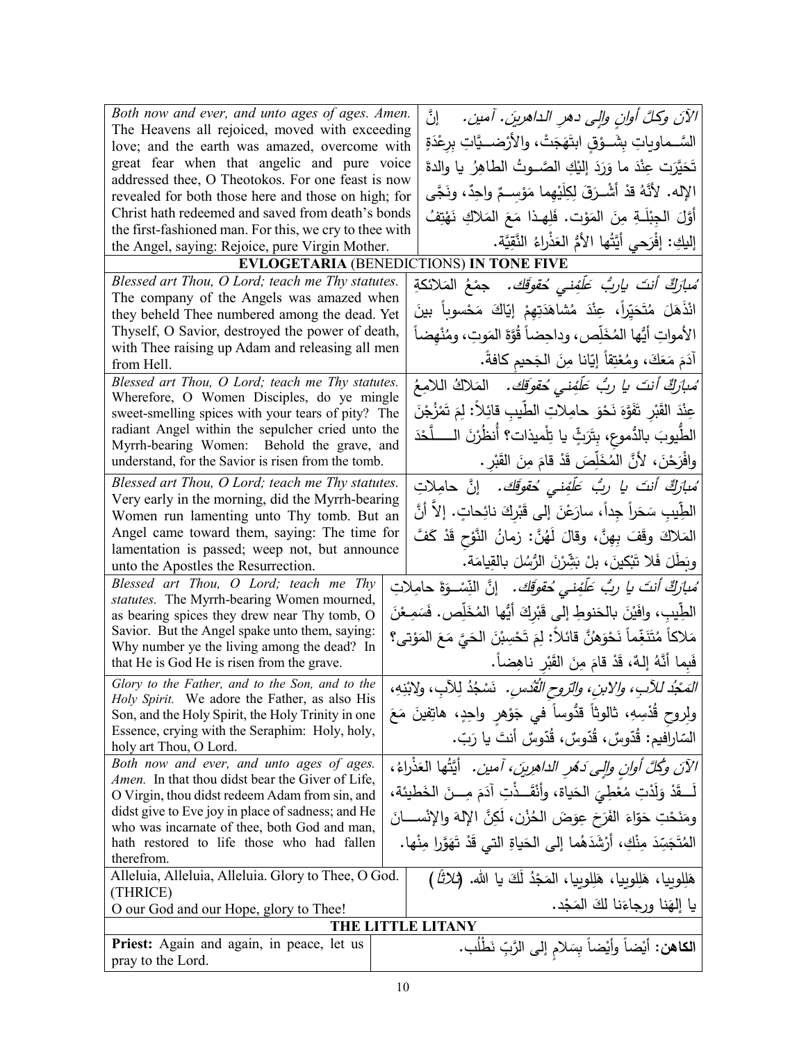| | |
|---|---|
| *Both now and ever, and unto ages of ages. Amen.* The Heavens all rejoiced, moved with exceeding love; and the earth was amazed, overcome with great fear when that angelic and pure voice addressed thee, O Theotokos. For one feast is now revealed for both those here and those on high; for Christ hath redeemed and saved from death's bonds the first-fashioned man. For this, we cry to thee with the Angel, saying: Rejoice, pure Virgin Mother. | *الآنَ وكلَّ أوانٍ وإلى دهرِ الداهرينَ. آمين.* إنَّ السَّماوياتِ بِشَوْقٍ ابتَهَجَتْ، والأرْضيَّاتِ بِرِعْدَةٍ تَحَيَّرَت عِنْدَ ما وَرَدَ إليْكِ الصَّوتُ الطاهِرُ يا والدةَ الإله. لأنَّهُ قدْ أشْرَقَ لِكِلَيْهِما مَوْسِمٌ واحِدٌ، ونَجَّى أوَّلَ الجِبْلَةِ مِنَ المَوْت. فَلِهذا مَعَ المَلاكِ نَهْتِفُ إليكِ: إفْرَحي أيَّتُها الأمُّ العَذْراءُ النَّقِيَّة. |

**EVLOGETARIA (BENEDICTIONS) IN TONE FIVE**

| | |
|---|---|
| *Blessed art Thou, O Lord; teach me Thy statutes.* The company of the Angels was amazed when they beheld Thee numbered among the dead. Yet Thyself, O Savior, destroyed the power of death, with Thee raising up Adam and releasing all men from Hell. | *مُبارَكٌ أنتَ ياربُّ عَلِّمْني حُقوقَكَ.* جمْعُ المَلائكةِ انْذَهَلَ مُتَحَيِّراً، عِنْدَ مُشاهَدَتِهِمْ إيّاكَ مَحْسوباً بينَ الأمواتِ أيُّها المُخَلِّص، وداحِضاً قُوَّةَ المَوتِ، ومُنْهِضاً آدَمَ مَعَكَ، ومُعْتِقاً إيّانا مِنَ الجَحيمِ كافةً. |
| *Blessed art Thou, O Lord; teach me Thy statutes.* Wherefore, O Women Disciples, do ye mingle sweet-smelling spices with your tears of pity? The radiant Angel within the sepulcher cried unto the Myrrh-bearing Women: Behold the grave, and understand, for the Savior is risen from the tomb. | *مُبارَكٌ أنتَ يا ربُّ عَلِّمْني حُقوقَكَ.* المَلاكُ اللامِعُ عِنْدَ القَبْرِ تَفَوَّهَ نَحْوَ حامِلاتِ الطّيبِ قائِلاً: لِمَ تَمْزُجْنَ الطُّيوبَ بالدُّموعِ، بِتَرَثٍّ يا تِلْميذات؟ أُنظُرْنَ اللَّحْدَ وافْرَحْنَ، لأنَّ المُخَلِّصَ قَدْ قامَ مِنَ القَبْرِ. |
| *Blessed art Thou, O Lord; teach me Thy statutes.* Very early in the morning, did the Myrrh-bearing Women run lamenting unto Thy tomb. But an Angel came toward them, saying: The time for lamentation is passed; weep not, but announce unto the Apostles the Resurrection. | *مُبارَكٌ أنتَ يا ربُّ عَلِّمْني حُقوقَكَ.* إنَّ حامِلاتِ الطِّيبِ سَحَراً جِداً، سارَعْنَ إلى قَبْرِكَ نائِحاتٍ. إلاَّ أنَّ المَلاكَ وقَفَ بِهِنَّ، وقالَ لَهُنَّ: زمانُ النَّوْحِ قَدْ كَفَّ وبَطَلَ فَلا تَبْكينَ، بلْ بَشِّرْنَ الرُّسُلَ بالقِيامَة. |
| *Blessed art Thou, O Lord; teach me Thy statutes.* The Myrrh-bearing Women mourned, as bearing spices they drew near Thy tomb, O Savior. But the Angel spake unto them, saying: Why number ye the living among the dead? In that He is God He is risen from the grave. | *مُبارَكٌ أنتَ يا ربُّ عَلِّمْني حُقوقَكَ.* إنَّ النِّسْوَةَ حامِلاتِ الطِّيبِ، وافَيْنَ بالحَنوطِ إلى قَبْرِكَ أيُّها المُخَلِّص. فَسَمِعْنَ مَلاكاً مُتَنَغِّماً نَحْوَهُنَّ قائلاً: لِمَ تَحْسِبْنَ الحَيَّ مَعَ المَوْتى؟ فَبِما أنَّهُ إلهٌ، قَدْ قامَ مِنَ القَبْرِ ناهِضاً. |
| *Glory to the Father, and to the Son, and to the Holy Spirit.* We adore the Father, as also His Son, and the Holy Spirit, the Holy Trinity in one Essence, crying with the Seraphim: Holy, holy, holy art Thou, O Lord. | *المَجْدُ للآبِ، والابنِ، والرّوحِ القُدُسِ.* نَسْجُدُ لِلآبِ، ولابْنِهِ، ولِروحِ قُدْسِهِ، ثالوثاً قدُّوساً في جَوْهرٍ واحِدٍ، هاتِفينَ مَعَ السّارافيم: قُدّوسٌ، قُدّوسٌ، قُدّوسٌ أنتَ يا رَبّ. |
| *Both now and ever, and unto ages of ages. Amen.* In that thou didst bear the Giver of Life, O Virgin, thou didst redeem Adam from sin, and didst give to Eve joy in place of sadness; and He who was incarnate of thee, both God and man, hath restored to life those who had fallen therefrom. | *الآنَ وكُلَّ أوانٍ وإلى دَهْرِ الداهِرينَ، آمين.* أيَّتُها العَذْراءُ، لَقَدْ وَلَدْتِ مُعْطِيَ الحَياة، وأنْقَذْتِ آدَمَ مِنَ الخَطيئة، ومَنَحْتِ حَوّاءَ الفَرَحَ عِوَضَ الحُزْن، لَكِنَّ الإلهَ والإنْسانَ المُتَجَسِّدَ مِنْكِ، أرْشَدَهُما إلى الحَياةِ التي قَدْ تَهَوَّرا مِنْها. |
| Alleluia, Alleluia, Alleluia. Glory to Thee, O God. (THRICE) | هَلِلوييا، هَلِلوييا، هَلِلوييا، المَجْدُ لَكَ يا الله. (*ثلاثاً*) |
| O our God and our Hope, glory to Thee! | يا إلهَنا ورجاءَنا لكَ المَجْد. |

**THE LITTLE LITANY**

| | |
|---|---|
| **Priest:** Again and again, in peace, let us pray to the Lord. | **الكاهن:** أيْضاً وأيْضاً بِسَلامٍ إلى الرَّبِّ نَطْلُب. |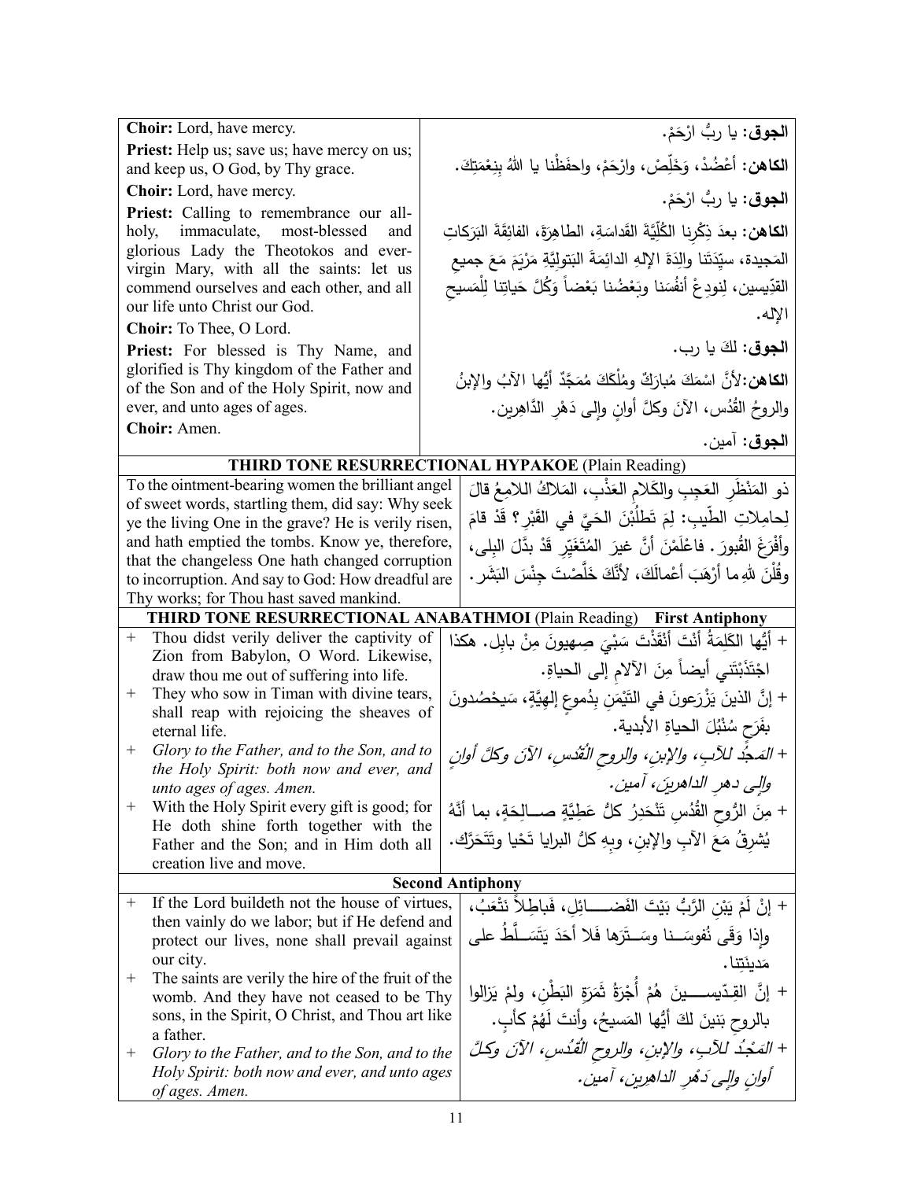| | |
|---|---|
| **Choir:** Lord, have mercy. | **الجوق:** يا ربُّ ارْحَمْ. |
| **Priest:** Help us; save us; have mercy on us; and keep us, O God, by Thy grace. | **الكاهن:** أَعْضُدْ، وَخَلِّصْ، وارْحَمْ، واحفَظْنا يا اللهُ بِنِعْمَتِكَ. |
| **Choir:** Lord, have mercy. | **الجوق:** يا ربُّ ارْحَمْ. |
| **Priest:** Calling to remembrance our all-holy, immaculate, most-blessed and glorious Lady the Theotokos and ever-virgin Mary, with all the saints: let us commend ourselves and each other, and all our life unto Christ our God. | **الكاهن:** بعدَ ذِكْرِنا الكُلِّيَّةَ القَداسَةِ، الطاهِرَةَ، الفائِقَةَ البَرَكاتِ المَجيدة، سيِّدَتَنا والِدَةَ الإلهِ الدائِمَةَ البَتولِيَّةِ مَرْيَمَ مَعَ جميعِ القدِّيسين، لِنودِعْ أنفُسَنا وبَعْضُنا بَعْضاً وَكُلَّ حَياتِنا لِلْمَسيحِ الإله. |
| **Choir:** To Thee, O Lord. | **الجوق:** لكَ يا رب. |
| **Priest:** For blessed is Thy Name, and glorified is Thy kingdom of the Father and of the Son and of the Holy Spirit, now and ever, and unto ages of ages. | **الكاهن:** لأنَّ اسْمَكَ مُبارَكٌ ومُلْكَكَ مُمَجَّدٌ أيُّها الآبُ والإبنُ والروحُ القُدُس، الآنَ وكلَّ أوانٍ وإلى دَهْرِ الدَّاهِرين. |
| **Choir:** Amen. | **الجوق:** آمين. |

**THIRD TONE RESURRECTIONAL HYPAKOE** (Plain Reading)

| | |
|---|---|
| To the ointment-bearing women the brilliant angel of sweet words, startling them, did say: Why seek ye the living One in the grave? He is verily risen, and hath emptied the tombs. Know ye, therefore, that the changeless One hath changed corruption to incorruption. And say to God: How dreadful are Thy works; for Thou hast saved mankind. | ذو المَنْظَرِ العَجيبِ والكَلامِ العَذْبِ، المَلاكُ اللامِعُ قالَ لِحامِلاتِ الطِّيبِ: لِمَ تَطلُبْنَ الحَيَّ في القَبْرِ؟ قَدْ قامَ وأَفْرَغَ القُبورَ. فاعْلَمْنَ أنَّ غيرَ المُتَغَيِّرِ قَدْ بدَّلَ البِلى، وقُلْنَ للهِ ما أرْهَبَ أعْمالَكَ، لأنَّكَ خَلَّصْتَ جِنْسَ البَشَر. |

**THIRD TONE RESURRECTIONAL ANABATHMOI** (Plain Reading) **First Antiphony**

| | |
|---|---|
| + Thou didst verily deliver the captivity of Zion from Babylon, O Word. Likewise, draw thou me out of suffering into life. | + أيُّها الكَلِمَةُ أنْتَ أنْقَذْتَ سَبْيَ صِهيونَ مِنْ بابِل. هكذا اجْتَذِبْني أيضاً مِنَ الآلامِ إلى الحياة. |
| + They who sow in Timan with divine tears, shall reap with rejoicing the sheaves of eternal life. | + إنَّ الذينَ يَزْرَعونَ في التَيْمَنِ بِدُموعٍ إلهيَّةٍ، سَيحْصُدونَ بفَرَحٍ سُنْبُلَ الحياةِ الأبدية. |
| + *Glory to the Father, and to the Son, and to the Holy Spirit: both now and ever, and unto ages of ages. Amen.* | + *المَجْدُ للآبِ، والإبنِ، والروحِ القُدُسِ، الآنَ وكلَّ أوانٍ وإلى دهرِ الداهرينَ، آمين.* |
| + With the Holy Spirit every gift is good; for He doth shine forth together with the Father and the Son; and in Him doth all creation live and move. | + مِنَ الرُّوحِ القُدُسِ تَنْحَدِرُ كلُّ عَطِيَّةٍ صالِحَةٍ، بما أنَّهُ يُشرِقُ مَعَ الآبِ والإبنِ، وبهِ كلُّ البرايا تَحْيا وتَتَحَرَّك. |

**Second Antiphony**

| | |
|---|---|
| + If the Lord buildeth not the house of virtues, then vainly do we labor; but if He defend and protect our lives, none shall prevail against our city. | + إنْ لَمْ يَبْنِ الرَّبُّ بَيْتَ الفَضائِلِ، فَباطِلاً نَتْعَبُ، وإذا وَقَى نُفوسَنا وسَتَرَها فَلا أحَدَ يَتَسَلَّطُ على مَدينَتِنا. |
| + The saints are verily the hire of the fruit of the womb. And they have not ceased to be Thy sons, in the Spirit, O Christ, and Thou art like a father. | + إنَّ القِدّيسينَ هُمْ أُجْرَةُ ثَمَرَةِ البَطْنِ، ولمْ يَزالوا بالروحِ بَنِينَ لكَ أيُّها المَسيحُ، وأنتَ لَهُمْ كأبٍ. |
| + *Glory to the Father, and to the Son, and to the Holy Spirit: both now and ever, and unto ages of ages. Amen.* | + *المَجْدُ للآبِ، والإبنِ، والروحِ القُدُسِ، الآنَ وكلَّ أوانٍ وإلى دَهْرِ الداهِرين، آمين.* |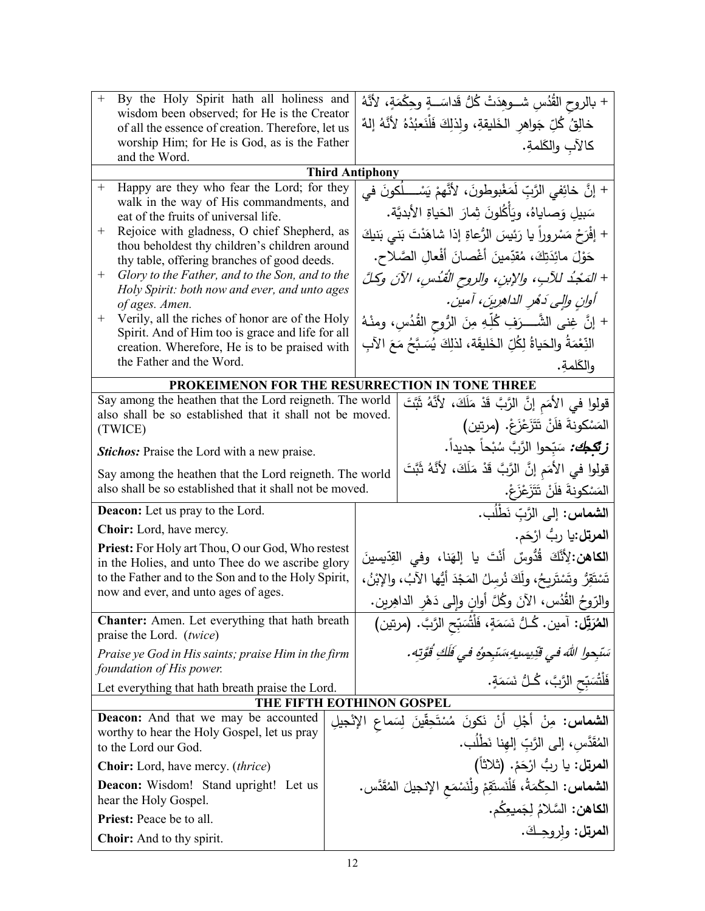| English | Arabic |
|---|---|
| + By the Holy Spirit hath all holiness and wisdom been observed; for He is the Creator of all the essence of creation. Therefore, let us worship Him; for He is God, as is the Father and the Word. | + بالروحِ القُدُسِ شــوهِدَتْ كُلُّ قَداسَــةٍ وحِكْمَةٍ، لأنَّهُ خالِقُ كُلِّ جَواهِرِ الخَليقةِ، ولِذلِكَ فَلْنَعبُدْهُ لأنَّهُ إلهٌ كالآبِ والكَلمةِ. |
| **Third Antiphony** | |
| + Happy are they who fear the Lord; for they walk in the way of His commandments, and eat of the fruits of universal life. | + إنَّ خائِفِي الرَّبِّ لَمَغْبوطونَ، لأنَّهمْ يَسْــلُكونَ في سَبيلِ وَصاياهُ، ويَأْكُلونَ ثِمارَ الحَياةِ الأبديَّة. |
| + Rejoice with gladness, O chief Shepherd, as thou beholdest thy children's children around thy table, offering branches of good deeds. | + إفْرَحْ مَسْروراً يا رَئيسَ الرُّعاةِ إذا شاهَدْتَ بَني بَنيكَ حَوْلَ مائِدَتِكَ، مُقدِّمينَ أغْصانَ أفْعالِ الصَّلاح. |
| + *Glory to the Father, and to the Son, and to the Holy Spirit: both now and ever, and unto ages of ages. Amen.* | + *المَجْدُ للآبِ، والإبنِ، والروحِ القُدُسِ، الآنَ وكلَّ أوانٍ وإلى دَهْرِ الداهِرينَ، آمين.* |
| + Verily, all the riches of honor are of the Holy Spirit. And of Him too is grace and life for all creation. Wherefore, He is to be praised with the Father and the Word. | + إنَّ غِنى الشَّــرَفِ كُلِّهِ مِنَ الرُّوحِ القُدُسِ، ومنْهُ النِّعْمَةُ والحَياةُ لِكُلِّ الخَليقَة، لذلِكَ يُسَبَّحُ مَعَ الآبِ والكَلمةِ. |

**PROKEIMENON FOR THE RESURRECTION IN TONE THREE**

| English | Arabic |
|---|---|
| Say among the heathen that the Lord reigneth. The world also shall be so established that it shall not be moved. (TWICE) | قولوا في الأمَمِ إنَّ الرَّبَّ قَدْ مَلَكَ، لأنَّهُ ثَبَّتَ المَسْكونةَ فَلَنْ تَتَزَعْزَعْ. (مرتين) |
| ***Stichos:*** Praise the Lord with a new praise. | ***زتكجك:*** سَبِّحوا الرَّبَّ سُبْحاً جديداً. |
| Say among the heathen that the Lord reigneth. The world also shall be so established that it shall not be moved. | قولوا في الأمَمِ إنَّ الرَّبَّ قَدْ مَلَكَ، لأنَّهُ ثَبَّتَ المَسْكونةَ فلَنْ تَتَزَعْزَعْ. |
| **Deacon:** Let us pray to the Lord. | **الشماس:** إلى الرَّبِّ نَطْلُب. |
| **Choir:** Lord, have mercy. | **المرتل:** يا ربُّ ارْحَم. |
| **Priest:** For Holy art Thou, O our God, Who restest in the Holies, and unto Thee do we ascribe glory to the Father and to the Son and to the Holy Spirit, now and ever, and unto ages of ages. | **الكاهن:** لِأنَّكَ قُدُّوسٌ أنْتَ يا إلهَنا، وفي القِدّيسينَ تَسْتَقِرُّ وتَسْتَريحُ، ولَكَ نُرسِلُ المَجْدَ أيُّها الآبُ، والإبْنُ، والرّوحُ القُدُس، الآنَ وكُلَّ أوانٍ وإلى دَهْرِ الداهِرين. |
| **Chanter:** Amen. Let everything that hath breath praise the Lord. (*twice*) | **المُرَتِّل:** آمين. كُـلُّ نَسَمَةٍ، فَلْتُسَبِّحِ الرَّبَّ. (مرتين) |
| *Praise ye God in His saints; praise Him in the firm foundation of His power.* | *سَبِّحوا اللهَ في قِدّيسيهِ،سَبِّحوهُ في فَلَكِ قُوَّتِه.* |
| Let everything that hath breath praise the Lord. | فَلْتُسَبِّحِ الرَّبَّ، كُـلُّ نَسَمَةٍ. |

**THE FIFTH EOTHINON GOSPEL**

| English | Arabic |
|---|---|
| **Deacon:** And that we may be accounted worthy to hear the Holy Gospel, let us pray to the Lord our God. | **الشماس:** مِنْ أجْلِ أنْ نَكونَ مُسْتَحِقّينَ لِسَماعِ الإنْجيلِ المُقَدَّسِ، إلى الرَّبِّ إلهِنا نَطْلُب. |
| **Choir:** Lord, have mercy. (*thrice*) | **المرتل:** يا ربُّ ارْحَمْ. (ثلاثاً) |
| **Deacon:** Wisdom! Stand upright! Let us hear the Holy Gospel. | **الشماس:** الحِكْمَةُ، فَلْنَستَقِمْ ولْنَسْمَعِ الإنجيلَ المُقَدَّس. |
| **Priest:** Peace be to all. | **الكاهن:** السَّلامُ لِجَميعِكُم. |
| **Choir:** And to thy spirit. | **المرتل:** ولِروحِـكَ. |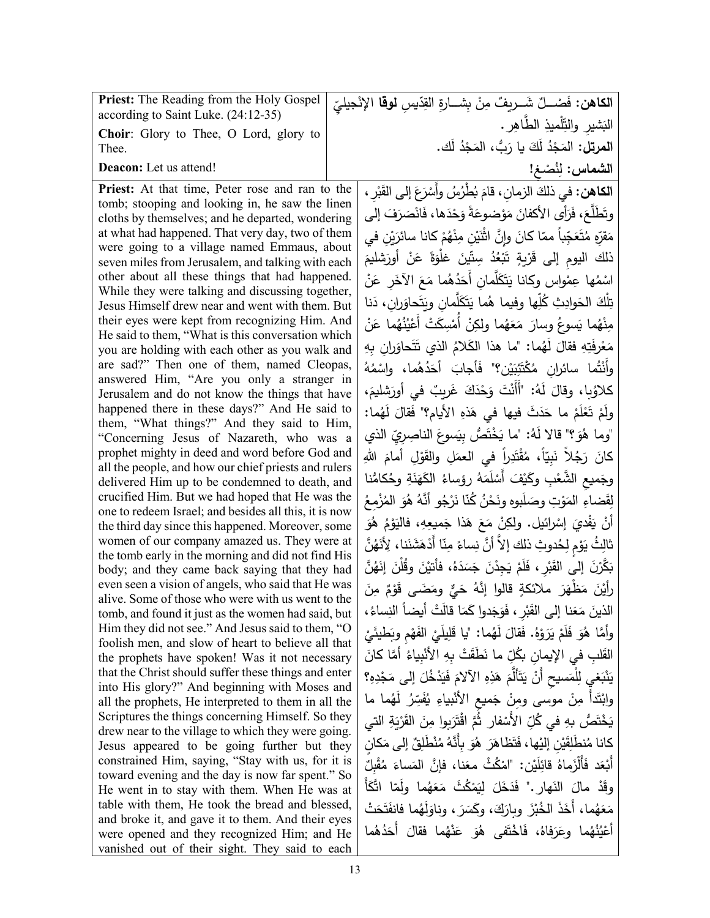| | |
|---|---|
| **Priest:** The Reading from the Holy Gospel according to Saint Luke. (24:12-35) | **الكاهن:** فَصْــلٌ شَــريفٌ مِنْ بِشــارةِ القِدّيسِ **لوقا** الإنْجيليّ البَشيرِ والتِّلْميذِ الطَّاهِر. |
| **Choir**: Glory to Thee, O Lord, glory to Thee. | **المرتل:** المَجْدُ لَكَ يا رَبُّ، المَجْدُ لَك. |
| **Deacon:** Let us attend! | **الشماس:** لِنُصْغِ! |
| **Priest:** At that time, Peter rose and ran to the tomb; stooping and looking in, he saw the linen cloths by themselves; and he departed, wondering at what had happened. That very day, two of them were going to a village named Emmaus, about seven miles from Jerusalem, and talking with each other about all these things that had happened. While they were talking and discussing together, Jesus Himself drew near and went with them. But their eyes were kept from recognizing Him. And He said to them, "What is this conversation which you are holding with each other as you walk and are sad?" Then one of them, named Cleopas, answered Him, "Are you only a stranger in Jerusalem and do not know the things that have happened there in these days?" And He said to them, "What things?" And they said to Him, "Concerning Jesus of Nazareth, who was a prophet mighty in deed and word before God and all the people, and how our chief priests and rulers delivered Him up to be condemned to death, and crucified Him. But we had hoped that He was the one to redeem Israel; and besides all this, it is now the third day since this happened. Moreover, some women of our company amazed us. They were at the tomb early in the morning and did not find His body; and they came back saying that they had even seen a vision of angels, who said that He was alive. Some of those who were with us went to the tomb, and found it just as the women had said, but Him they did not see." And Jesus said to them, "O foolish men, and slow of heart to believe all that the prophets have spoken! Was it not necessary that the Christ should suffer these things and enter into His glory?" And beginning with Moses and all the prophets, He interpreted to them in all the Scriptures the things concerning Himself. So they drew near to the village to which they were going. Jesus appeared to be going further but they constrained Him, saying, "Stay with us, for it is toward evening and the day is now far spent." So He went in to stay with them. When He was at table with them, He took the bread and blessed, and broke it, and gave it to them. And their eyes were opened and they recognized Him; and He vanished out of their sight. They said to each | **الكاهن:** في ذلكَ الزمانِ، قامَ بُطْرُسُ وأَسْرَعَ إلى القَبْرِ، وتَطَلَّعَ، فَرَأى الأكفانَ مَوْضوعَةً وَحْدَها، فَانْصَرَفَ إلى مَقَرِّهِ مُتَعَجِّباً ممّا كانَ وإنَّ اثْنَيْنِ مِنْهُمْ كانا سائرَيْنِ في ذلك اليومِ إلى قَرْيةٍ تَبْعُدُ سِتّينَ غَلْوَةً عَنْ أورَشليمَ اسْمُها عِمْواس وكانا يَتَكَلَّمانِ أَحَدُهُما مَعَ الآخَرِ عَنْ تِلْكَ الحَوادِثِ كُلِّها وفيما هُما يَتَكَلَّمانِ ويَتَحاوَرانِ، دَنا مِنْهُما يَسوعُ وسارَ مَعَهُما ولكِنْ أُمْسِكَتْ أَعْيُنُهُما عَنْ مَعْرِفَتِهِ فقالَ لَهُما: "ما هذا الكَلامُ الذي تَتَحاوَرانِ بِهِ وأَنْتُما سائرانِ مُكْتَئِبَيْنِ؟" فَأَجابَ أَحَدُهُما، واسْمُهُ كلاوُبا، وقالَ لَهُ: "أَأَنْتَ وَحْدَكَ غريبٌ في أورَشليمَ، ولَمْ تَعْلَمْ ما حَدَثَ فيها في هَذِهِ الأيام؟" فَقالَ لَهُما: "وما هُوَ؟" قالا لَهُ: "ما يَخْتَصُّ بِيَسوعَ الناصِرِيّ الذي كانَ رَجُلاً نَبِيّاً، مُقْتَدِراً في العمَلِ والقَوْلِ أمامَ اللهِ وجَميعِ الشَّعْبِ وكَيْفَ أَسْلَمَهُ رؤساءُ الكَهَنَةِ وحُكامُنا لِقَضاءِ المَوْتِ وصَلَبوه ونَحْنُ كُنّا نَرْجُو أَنَّهُ هُوَ المُزْمِعُ أَنْ يَفْدِيَ إسْرائيل. ولكِنْ مَعَ هَذا جَميعِهِ، فاليَوْمُ هُوَ ثالِثُ يَوْمٍ لِحُدوثِ ذلك إلاّ أَنَّ نِساءً مِنّا أَدْهَشْنَنا، لِأَنَهُنَّ بَكَّرْنَ إلى القَبْرِ، فَلَمْ يَجِدْنَ جَسَدَهُ، فأتيْنَ وقُلْنَ إنَهُنَّ رأيْنَ مَظْهَرَ ملائكةٍ قالوا إنَّهُ حَيٌّ ومَضى قَوْمٌ مِنَ الذينَ مَعَنا إلى القَبْرِ، فَوَجَدوا كَما قالَتْ أيضاً النِساءُ، وأَمَّا هُوَ فَلَمْ يَرَوْهُ. فَقالَ لَهُما: "يا قَليلَيْ الفَهْمِ وبَطيئَيْ القَلبِ في الإيمانِ بكُلِّ ما نَطَقَتْ بِهِ الأنْبِياءُ أَمَّا كانَ يَنْبَغي لِلْمَسيحِ أَنْ يَتَأَلَّمَ هَذِهِ الآلامَ فَيَدْخُلَ إلى مَجْدِهِ؟ وابْتَدأَ مِنْ موسى ومِنْ جَميعِ الأنْبياءِ يُفَسِّرُ لَهُما ما يَخْتَصُّ بهِ في كُلِّ الأَسْفار ثُمَّ اقْتَرَبوا مِنَ القَرْيَةِ التي كانا مُنطَلِقَيْنِ إليْها، فَتَظاهَرَ هُوَ بِأَنَّهُ مُنْطَلِقٌ إلى مَكانٍ أَبْعَد فَأَلْزَماهُ قائلَيْن: "امْكُثْ معَنا، فإنَّ المَساءَ مُقْبِلٌ وقَدْ مالَ النَهار." فَدَخَلَ لِيَمْكُثَ مَعَهُما ولَمّا اتَّكأَ مَعَهُما، أَخَذَ الخُبْزَ وبارَكَ، وكَسَرَ، وناوَلَهُما فانفَتَحَتْ أَعْيُنُهُما وعَرَفاهُ، فَاخْتَفى هُوَ عَنْهُما فقالَ أَحَدُهُما |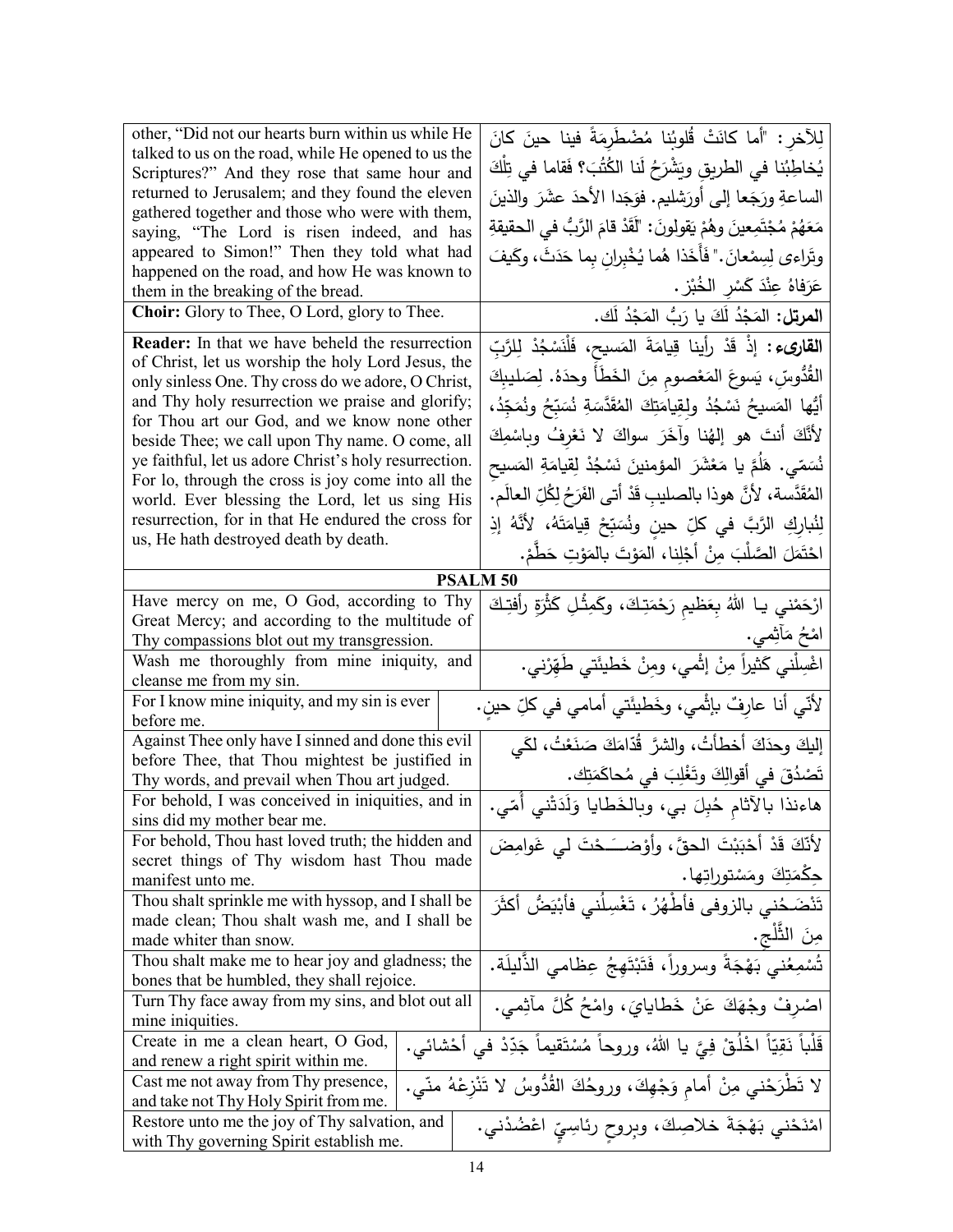| | |
|---|---|
| other, "Did not our hearts burn within us while He talked to us on the road, while He opened to us the Scriptures?" And they rose that same hour and returned to Jerusalem; and they found the eleven gathered together and those who were with them, saying, "The Lord is risen indeed, and has appeared to Simon!" Then they told what had happened on the road, and how He was known to them in the breaking of the bread. | لِلآخرِ: "أما كانَتْ قُلوبُنا مُضْطَرِمَةً فينا حينَ كانَ يُخاطِبُنا في الطريقِ ويَشْرَحُ لَنا الكُتُبَ؟ فَقاما في تِلْكَ الساعةِ ورَجَعا إلى أورَشليم. فوَجَدا الأحدَ عشَرَ والذينَ مَعَهُمْ مُجْتَمِعينَ وهُمْ يَقولونَ: "لَقَدْ قامَ الرَّبُّ في الحقيقةِ وتَراءى لِسِمْعانَ." فَأَخَذا هُما يُخْبِرانِ بِما حَدَثَ، وكَيفَ عَرَفاهُ عِنْدَ كَسْرِ الخُبْزِ. |
| **Choir:** Glory to Thee, O Lord, glory to Thee. | **المرتل:** المَجْدُ لَكَ يا رَبُّ المَجْدُ لَك. |
| **Reader:** In that we have beheld the resurrection of Christ, let us worship the holy Lord Jesus, the only sinless One. Thy cross do we adore, O Christ, and Thy holy resurrection we praise and glorify; for Thou art our God, and we know none other beside Thee; we call upon Thy name. O come, all ye faithful, let us adore Christ's holy resurrection. For lo, through the cross is joy come into all the world. Ever blessing the Lord, let us sing His resurrection, for in that He endured the cross for us, He hath destroyed death by death. | **القارىء:** إذْ قَدْ رأينا قِيامَةَ المَسيحِ، فَلْنَسْجُدْ لِلرَّبِّ القُدُّوسِ، يَسوعَ المَعْصومِ مِنَ الخَطَأِ وحدَهُ. لِصَليبِكَ أيُّها المَسيحُ نَسْجُدُ ولِقِيامَتِكَ المُقَدَّسَةِ نُسَبِّحُ ونُمَجِّدُ، لأنَّكَ أنتَ هو إلهُنا وآخَرَ سواكَ لا نَعْرِفُ وباسْمِكَ نُسَمّي. هَلُمَّ يا مَعْشَرَ المؤمنينَ نَسْجُدْ لِقيامَةِ المَسيحِ المُقَدَّسة، لأنَّ هوذا بالصليبِ قَدْ أتى الفَرَحُ لِكُلِّ العالَم. لِنُبارِكِ الرَّبَّ في كلِّ حينٍ ونُسَبِّحْ قِيامَتَهُ، لأنَّهُ إذِ احْتَمَلَ الصَّلْبَ مِنْ أجْلِنا، المَوْتَ بالمَوْتِ حَطَّمْ. |

## PSALM 50

| | |
|---|---|
| Have mercy on me, O God, according to Thy Great Mercy; and according to the multitude of Thy compassions blot out my transgression. | ارْحَمْني يـا اللهُ بِعَظيمِ رَحْمَتِكَ، وكَمِثْلِ كَثْرَةِ رأفتِكَ امْحُ مَآثِمي. |
| Wash me thoroughly from mine iniquity, and cleanse me from my sin. | اغْسِلْني كَثيراً مِنْ إثْمي، ومِنْ خَطيئَتي طَهِّرْني. |
| For I know mine iniquity, and my sin is ever before me. | لأنّي أنا عارِفٌ بإثْمي، وخَطيئَتي أمامي في كلِّ حينٍ. |
| Against Thee only have I sinned and done this evil before Thee, that Thou mightest be justified in Thy words, and prevail when Thou art judged. | إليكَ وحدَكَ أخطأتُ، والشرَّ قُدّامَكَ صَنَعْتُ، لكَي تَصْدُقَ في أقوالِكَ وتَغْلِبَ في مُحاكَمَتِك. |
| For behold, I was conceived in iniquities, and in sins did my mother bear me. | هاءنذا بالآثامِ حُبِلَ بي، وبالخَطايا وَلَدَتْني أمّي. |
| For behold, Thou hast loved truth; the hidden and secret things of Thy wisdom hast Thou made manifest unto me. | لأنّكَ قَدْ أحْبَبْتَ الحقَّ، وأوْضَحْتَ لي غَوامِضَ حِكْمَتِكَ ومَسْتوراتِها. |
| Thou shalt sprinkle me with hyssop, and I shall be made clean; Thou shalt wash me, and I shall be made whiter than snow. | تَنْضَحُني بالزوفى فأطْهُرُ، تَغْسِلُني فأبْيَضُّ أكثَرَ مِنَ الثَّلْجِ. |
| Thou shalt make me to hear joy and gladness; the bones that be humbled, they shall rejoice. | تُسْمِعُني بَهْجَةً وسروراً، فَتَبْتَهِجُ عِظامي الذَّليلَة. |
| Turn Thy face away from my sins, and blot out all mine iniquities. | اصْرِفْ وجْهَكَ عَنْ خَطايايَ، وامْحُ كُلَّ مآثِمي. |
| Create in me a clean heart, O God, and renew a right spirit within me. | قَلْباً نَقِيّاً اخْلُقْ فِيَّ يا اللهُ، وروحاً مُسْتَقيماً جَدِّدْ في أحْشائي. |
| Cast me not away from Thy presence, and take not Thy Holy Spirit from me. | لا تَطْرَحْني مِنْ أمامِ وَجْهِكَ، وروحُكَ القُدُّوسُ لا تَنْزِعْهُ منّي. |
| Restore unto me the joy of Thy salvation, and with Thy governing Spirit establish me. | امْنَحْني بَهْجَةَ خلاصِكَ، وبِروحٍ رئاسِيٍّ اعْضُدْني. |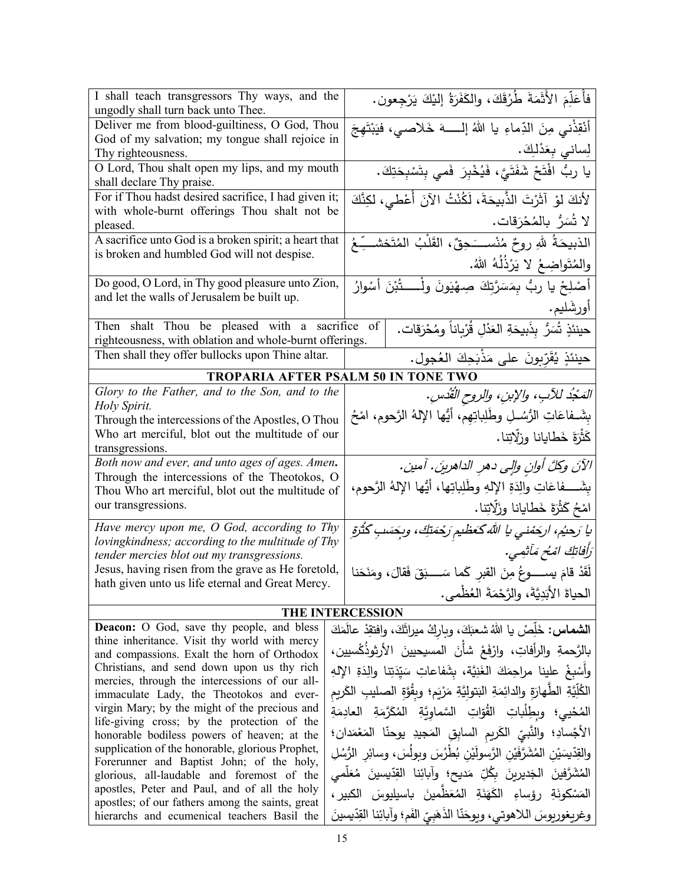| English | Arabic |
|---|---|
| I shall teach transgressors Thy ways, and the ungodly shall turn back unto Thee. | فأُعَلِّمَ الأَثَمَةَ طُرُقَكَ، والكَفَرَةُ إليْكَ يَرْجِعون. |
| Deliver me from blood-guiltiness, O God, Thou God of my salvation; my tongue shall rejoice in Thy righteousness. | أنْقِذْني مِنَ الدِّماءِ يا اللهُ إلـــهَ خَلاصي، فيَبْتَهِجَ لِساني بِعَدْلِكَ. |
| O Lord, Thou shalt open my lips, and my mouth shall declare Thy praise. | يا ربُّ افْتَحْ شَفَتَيَّ، فَيُخْبِرَ فَمي بِتَسْبِحَتِكَ. |
| For if Thou hadst desired sacrifice, I had given it; with whole-burnt offerings Thou shalt not be pleased. | لأنكَ لوْ آثَرْتَ الذَّبيحَةَ، لَكُنْتُ الآنَ أُعْطي، لكِنَّكَ لا تُسَرُّ بالمُحْرَقات. |
| A sacrifice unto God is a broken spirit; a heart that is broken and humbled God will not despise. | الذبيحَةُ للهِ روحٌ مُنْســحِقٌ، القَلْبُ المُتَخَشِّـعُ والمُتَواضِعُ لا يَرْذُلُهُ اللهُ. |
| Do good, O Lord, in Thy good pleasure unto Zion, and let the walls of Jerusalem be built up. | أَصْلِحْ يا ربُّ بِمَسَرَّتِكَ صِهْيَونَ ولْـتُبْنَ أسْوارُ أورشَليم. |
| Then shalt Thou be pleased with a sacrifice of righteousness, with oblation and whole-burnt offerings. | حينئذٍ تُسَرُّ بِذَبيحَةِ العَدْلِ قُرْباناً ومُحْرَقات. |
| Then shall they offer bullocks upon Thine altar. | حينئذٍ يُقَرِّبونَ على مَذْبَحِكَ العُجول. |

## TROPARIA AFTER PSALM 50 IN TONE TWO

| English | Arabic |
|---|---|
| *Glory to the Father, and to the Son, and to the Holy Spirit.* Through the intercessions of the Apostles, O Thou Who art merciful, blot out the multitude of our transgressions. | *المَجْدُ للآبِ، والإبنِ، والروحِ القُدُس.* بِشَـفاعَاتِ الرُّسُـلِ وطَلِباتِهِم، أيُّها الإلهُ الرَّحوم، امْحُ كَثْرَةَ خَطايانا وزلّاتِنا. |
| *Both now and ever, and unto ages of ages. Amen.* Through the intercessions of the Theotokos, O Thou Who art merciful, blot out the multitude of our transgressions. | *الآنَ وكلَّ أوانٍ وإلى دهرِ الداهرين. آمين.* بِشَــفاعَاتِ والِدَةِ الإلهِ وطَلِباتِها، أيُّها الإلهُ الرَّحوم، امْحُ كَثْرَةَ خَطايانا وزَلّاتِنا. |
| *Have mercy upon me, O God, according to Thy lovingkindness; according to the multitude of Thy tender mercies blot out my transgressions.* Jesus, having risen from the grave as He foretold, hath given unto us life eternal and Great Mercy. | *يا رَحيمُ، ارحَمْني يا اللهُ كَعَظيمِ رَحْمَتِكَ، وبِحَسَبِ كَثْرَةِ رَأفاتِكَ امْحُ مَآثِمي.* لَقَدْ قامَ يســوعُ مِنَ القبرِ كَما سَــبَقَ فَقالَ، ومَنَحَنا الحياةَ الأبَدِيَّةَ، والرَّحْمَةَ العُظْمى. |

## THE INTERCESSION

| English | Arabic |
|---|---|
| **Deacon:** O God, save thy people, and bless thine inheritance. Visit thy world with mercy and compassions. Exalt the horn of Orthodox Christians, and send down upon us thy rich mercies, through the intercessions of our all-immaculate Lady, the Theotokos and ever-virgin Mary; by the might of the precious and life-giving cross; by the protection of the honorable bodiless powers of heaven; at the supplication of the honorable, glorious Prophet, Forerunner and Baptist John; of the holy, glorious, all-laudable and foremost of the apostles, Peter and Paul, and of all the holy apostles; of our fathers among the saints, great hierarchs and ecumenical teachers Basil the | **الشماس:** خَلِّصْ يا اللهُ شعبَكَ، وبارِكْ ميراثَكَ، وافتقِدْ عالَمَكَ بالرَّحمةِ والرأفاتِ، وارْفَعْ شأْنَ المسيحيينَ الأرثوذُكْسيين، وأَسْبِغْ علينا مراحِمَكَ الغَنِيَّةَ، بِشَفاعاتِ سَيِّدَتِنا والِدَةِ الإلهِ الكُلِّيَّةِ الطَّهارَةِ والدائِمَةِ البَتولِيَّةِ مَرْيَم؛ وبِقُوَّةِ الصليبِ الكَريمِ المُحْيي؛ وبِطِلْباتِ القُوّاتِ السَّماوِيَّةِ المُكَرَّمَةِ العادِمَةِ الأَجْسادِ؛ والنَّبِيِّ الكَريمِ السابِقِ المَجيدِ يوحنّا المَعْمَدان؛ والقِدّيسَيْنِ المُشَرَّفَيْنِ الرَّسولَيْنِ بُطْرُسَ وبولُسَ، وسائِرِ الرُّسُلِ المُشَرَّفينَ الجَديرينَ بِكُلِّ مَديح؛ وآبائِنا القِدّيسينَ مُعَلِّمي المَسْكونَةِ رؤساءِ الكَهَنَةِ المُعَظَّمينَ باسيليوسَ الكبير، وغريغوريوسَ اللاهوتي، ويوحَنّا الذَهَبِيِّ الفَم؛ وآبائِنا القِدّيسينَ |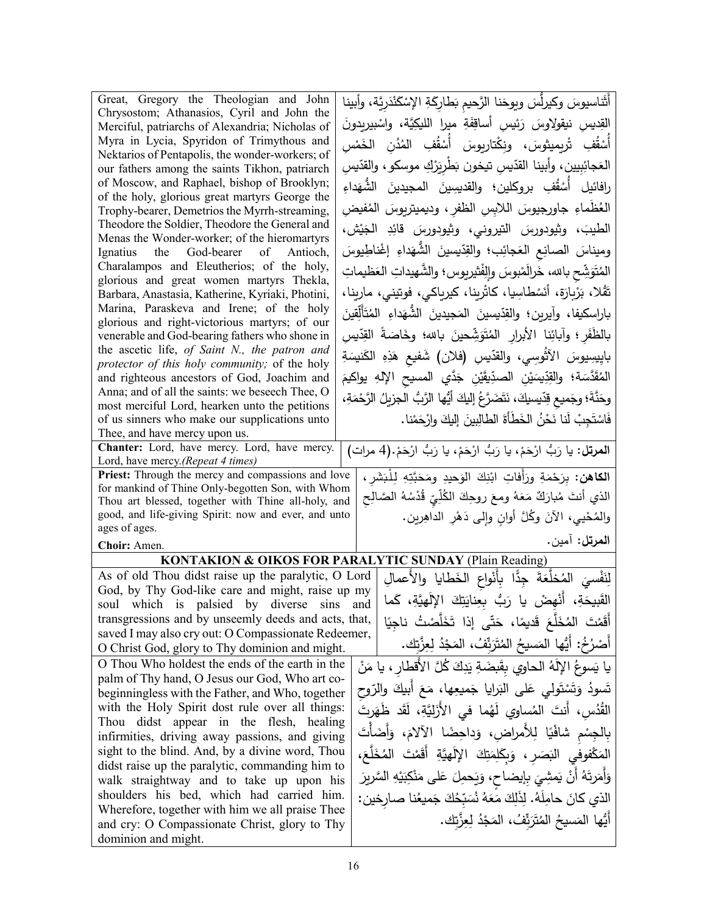| | |
|---|---|
| Great, Gregory the Theologian and John Chrysostom; Athanasios, Cyril and John the Merciful, patriarchs of Alexandria; Nicholas of Myra in Lycia, Spyridon of Trimythous and Nektarios of Pentapolis, the wonder-workers; of our fathers among the saints Tikhon, patriarch of Moscow, and Raphael, bishop of Brooklyn; of the holy, glorious great martyrs George the Trophy-bearer, Demetrios the Myrrh-streaming, Theodore the Soldier, Theodore the General and Menas the Wonder-worker; of the hieromartyrs Ignatius the God-bearer of Antioch, Charalampos and Eleutherios; of the holy, glorious and great women martyrs Thekla, Barbara, Anastasia, Katherine, Kyriaki, Photini, Marina, Paraskeva and Irene; of the holy glorious and right-victorious martyrs; of our venerable and God-bearing fathers who shone in the ascetic life, *of Saint N., the patron and protector of this holy community;* of the holy and righteous ancestors of God, Joachim and Anna; and of all the saints: we beseech Thee, O most merciful Lord, hearken unto the petitions of us sinners who make our supplications unto Thee, and have mercy upon us. | أَثَناسيوسَ وكيرلُّسَ ويوحَنا الرَّحيمِ بَطارِكَةِ الإسْكَنْدَرِيَّةِ، وأبينا القِديسِ نيقولاوسَ رَئيسِ أساقِفَةِ ميرا الليكِيَّةِ، واسْبيريدونَ أُسْقُفِ تْريميثوسَ، ونِكْتاريوسَ أُسْقُفِ المُدُنِ الخَمْسِ العَجائِبِيين، وأبينا القدّيسِ تيخون بَطْرِيَرْكِ موسكو، والقدّيسِ رافائيل أُسْقُفِ بروكلين؛ والقديسينَ المجيدينَ الشُّهَداءِ العُظَماءِ جاورجيوسَ اللابِسِ الظفرِ، وديميتريوسَ المُفيضِ الطيبَ، وثيودورسَ التيروني، وثيودورسَ قائِدِ الجَيْش، وميناسَ الصانِعِ العَجائِب؛ والقدّيسينَ الشُّهَداءِ إغْناطِيوسَ المُتَوَشِّحِ بالله، خَرالَمْبوسَ والِفْثيريوس؛ والشَّهيداتِ العَظيماتِ تَقْلا، بَرْبارَة، أنَسْطاسِيا، كاتْرينا، كيرياكي، فوتيني، مارينا، باراسكيفا، وآيرين؛ والقِدّيسينَ المَجيدينَ الشُّهَداءِ المُتَأَلِّقينَ بالظَفَرِ؛ وآبائِنا الأبرارِ المُتَوَشِّحينَ بالله؛ وخَاصَةً القِدّيسِ بايِيسِيوسَ الآثُوسِي، والقدّيسِ (فلان) شَفيعِ هَذِهِ الكَنيسَةِ المُقَدَّسَة؛ والقِدّيسَيْنِ الصدّيقَيْنِ جَدَّي المسيحِ الإلهِ يواكيمَ وحَنَّة؛ وجَميعِ قِدّيسيكَ، نَتَضَرَّعُ إليكَ أيُّها الرَّبُّ الجزيلُ الرَّحْمَةِ، فَاسْتَجِبْ لَنا نَحْنُ الخَطَأَةَ الطالِبينَ إليكَ وارْحَمْنا. |
| **Chanter:** Lord, have mercy. Lord, have mercy. Lord, have mercy.*(Repeat 4 times)* | **المرتل:** يا رَبُّ ارْحَمْ، يا رَبُّ ارْحَمْ، يا رَبُّ ارْحَمْ.(4 مرات) |
| **Priest:** Through the mercy and compassions and love for mankind of Thine Only-begotten Son, with Whom Thou art blessed, together with Thine all-holy, and good, and life-giving Spirit: now and ever, and unto ages of ages. | **الكاهن:** بِرَحْمَةِ ورَأْفاتِ ابْنِكَ الوَحيدِ ومَحَبَّتِهِ لِلْبَشَرِ، الذي أنتَ مُبارَكٌ مَعَهُ ومعَ روحِكَ الكُلِّيِّ قُدْسُهُ الصَّالِحِ والمُحْيي، الآنَ وكُلَّ أوانٍ وإلى دَهْرِ الداهِرين. |
| **Choir:** Amen. | **المرتل:** آمين. |

## KONTAKION & OIKOS FOR PARALYTIC SUNDAY (Plain Reading)

| | |
|---|---|
| As of old Thou didst raise up the paralytic, O Lord God, by Thy God-like care and might, raise up my soul which is palsied by diverse sins and transgressions and by unseemly deeds and acts, that, saved I may also cry out: O Compassionate Redeemer, O Christ God, glory to Thy dominion and might. | لِنَفْسيَ المُخلَّعَةَ جِدًّا بِأَنْواعِ الخَطايا والأَعمالِ القَبيحَةِ، أَنْهِضْ يا رَبُّ بِعِنايَتِكَ الإِلَهِيَّةِ، كَما أَقَمْتَ المُخَلَّعَ قَديمًا، حَتّى إذا تَخَلَّصْتُ ناجِيًا أَصْرُخُ: أَيُّها المَسيحُ المُتَرَئِّفُ، المَجْدُ لِعِزَّتِك. |
| O Thou Who holdest the ends of the earth in the palm of Thy hand, O Jesus our God, Who art co-beginningless with the Father, and Who, together with the Holy Spirit dost rule over all things: Thou didst appear in the flesh, healing infirmities, driving away passions, and giving sight to the blind. And, by a divine word, Thou didst raise up the paralytic, commanding him to walk straightway and to take up upon his shoulders his bed, which had carried him. Wherefore, together with him we all praise Thee and cry: O Compassionate Christ, glory to Thy dominion and might. | يا يَسوعُ الإِلَهُ الحاوي بِقَبضَةِ يَدِكَ كُلَّ الأَقطارِ، يا مَنْ تَسودُ وَتَسْتَولي عَلى البَرايا جَميعِها، مَعَ أَبيكَ والرّوحِ القُدُسِ، أَنتَ المُساوي لَهُما في الأَزَلِيَّةِ، لَقَد ظَهَرتَ بِالجِسْمِ شافِيًا لِلأَمراضِ، وَداحِضًا الآلامَ، وَأَضَأْتَ المَكْفوفِي البَصَرِ، وَبِكَلِمَتِكَ الإِلَهِيَّةِ أَقَمْتَ المُخَلَّعَ، وَأَمَرتَهُ أَنْ يَمشِيَ بِإِيضاحٍ، وَيَحمِلَ عَلى مَنْكِبَيْهِ السَّريرَ الذي كانَ حامِلَهُ. لِذَلِكَ مَعَهُ نُسَبِّحُكَ جَميعُنا صارِخين: أَيُّها المَسيحُ المُتَرَئِّفُ، المَجدُ لِعِزَّتِك. |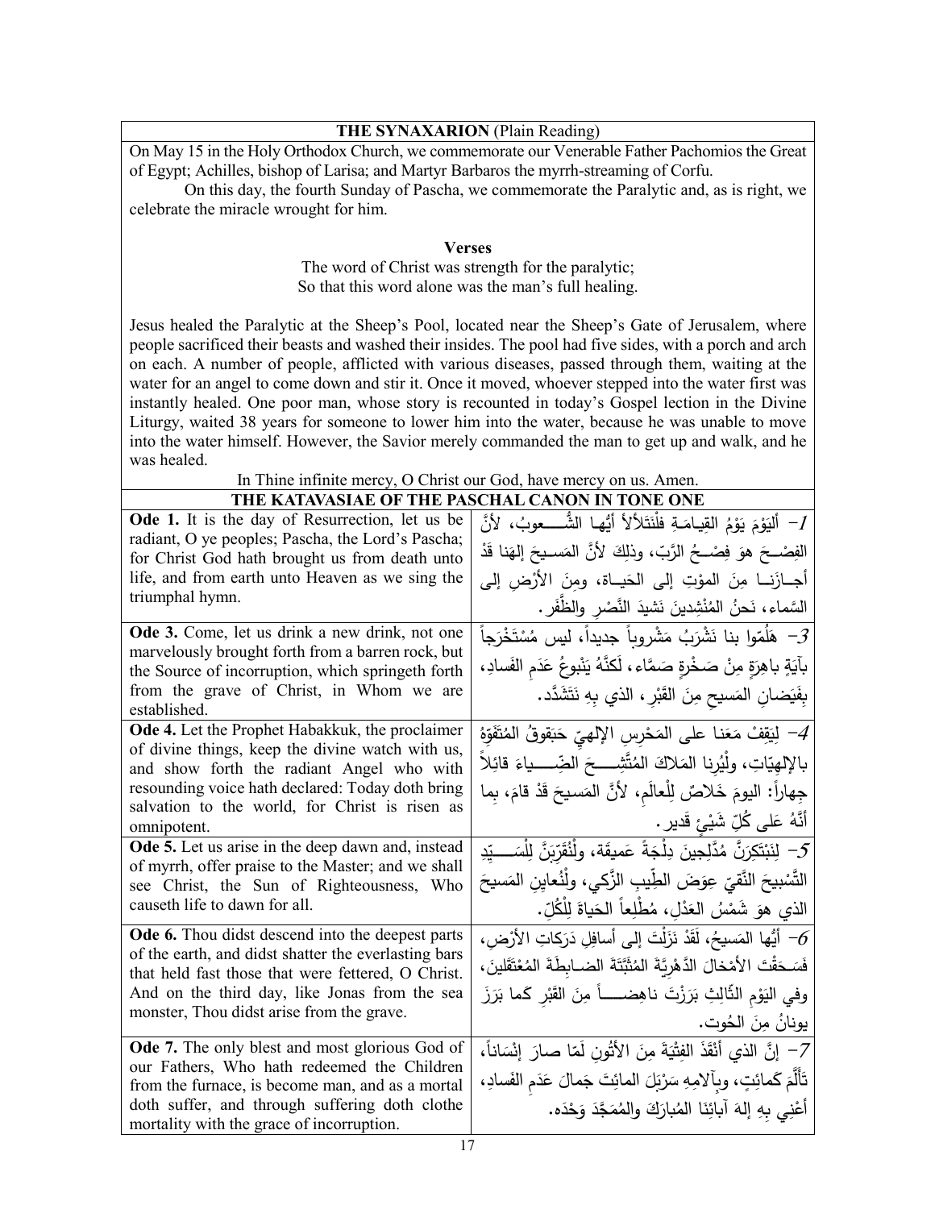## THE SYNAXARION (Plain Reading)

On May 15 in the Holy Orthodox Church, we commemorate our Venerable Father Pachomios the Great of Egypt; Achilles, bishop of Larisa; and Martyr Barbaros the myrrh-streaming of Corfu.

On this day, the fourth Sunday of Pascha, we commemorate the Paralytic and, as is right, we celebrate the miracle wrought for him.

**Verses**

The word of Christ was strength for the paralytic;
So that this word alone was the man's full healing.

Jesus healed the Paralytic at the Sheep's Pool, located near the Sheep's Gate of Jerusalem, where people sacrificed their beasts and washed their insides. The pool had five sides, with a porch and arch on each. A number of people, afflicted with various diseases, passed through them, waiting at the water for an angel to come down and stir it. Once it moved, whoever stepped into the water first was instantly healed. One poor man, whose story is recounted in today's Gospel lection in the Divine Liturgy, waited 38 years for someone to lower him into the water, because he was unable to move into the water himself. However, the Savior merely commanded the man to get up and walk, and he was healed.

In Thine infinite mercy, O Christ our God, have mercy on us. Amen.

## THE KATAVASIAE OF THE PASCHAL CANON IN TONE ONE

| English | Arabic |
|---|---|
| **Ode 1.** It is the day of Resurrection, let us be radiant, O ye peoples; Pascha, the Lord's Pascha; for Christ God hath brought us from death unto life, and from earth unto Heaven as we sing the triumphal hymn. | 1- أليَوْمَ يَوْمُ القِيامَةِ فلْنَتَلألأْ أيُّها الشُّعوبُ، لأنَّ الفِصْحَ هوَ فِصْحُ الرَّبِّ، وذلِكَ لأنَّ المَسيحَ إلهَنا قَدْ أجازَنا مِنَ المَوْتِ إلى الحَياة، ومِنَ الأرْضِ إلى السَّماء، نَحنُ المُنْشِدينَ نَشيدَ النَّصْرِ والظَّفَر. |
| **Ode 3.** Come, let us drink a new drink, not one marvelously brought forth from a barren rock, but the Source of incorruption, which springeth forth from the grave of Christ, in Whom we are established. | 3- هَلُمّوا بنا نَشْرَبُ مَشْروباً جديداً، ليس مُسْتَخْرَجاً بآيَةٍ باهِرَةٍ مِنْ صَخْرةٍ صَمَّاء، لَكِنَّهُ يَنْبوعُ عَدَمِ الفَسادِ، بِفَيَضانِ المَسيحِ مِنَ القَبْرِ، الذي بِهِ نَتَشَدَّد. |
| **Ode 4.** Let the Prophet Habakkuk, the proclaimer of divine things, keep the divine watch with us, and show forth the radiant Angel who with resounding voice hath declared: Today doth bring salvation to the world, for Christ is risen as omnipotent. | 4- لِيَقِفْ مَعَنا على المَحْرَسِ الإلهيِّ حَبَقوقُ المُتَفَوِّهُ بالإلهيّاتِ، ولْيُرِنا المَلاكَ المُتَّشِحَ الضِّياءَ قائِلاً جِهاراً: اليومَ خَلاصٌ لِلْعالَمِ، لأنَّ المَسيحَ قَدْ قامَ، بِما أنَّهُ عَلى كُلِّ شَيْءٍ قَدير. |
| **Ode 5.** Let us arise in the deep dawn and, instead of myrrh, offer praise to the Master; and we shall see Christ, the Sun of Righteousness, Who causeth life to dawn for all. | 5- لِنَبْتَكِرَنَّ مُدَّلِجينَ دِلْجَةً عَميقَة، ولْنُقَرِّبَنَّ لِلْسَيِّدِ التَّسْبيحَ النَّقِيَّ عِوَضَ الطِّيبِ الزَّكِي، ولْنُعايِنِ المَسيحَ الذي هوَ شَمْسُ العَدْلِ، مُطْلِعاً الحَياةَ لِلْكُلِّ. |
| **Ode 6.** Thou didst descend into the deepest parts of the earth, and didst shatter the everlasting bars that held fast those that were fettered, O Christ. And on the third day, like Jonas from the sea monster, Thou didst arise from the grave. | 6- أيُّها المَسيحُ، لَقَدْ نَزَلْتَ إلى أسافِلِ دَرَكاتِ الأرْضِ، فَسَحَقْتَ الأمْخالَ الدَّهْرِيَّةَ المُثَبِّتَةَ الضابِطَةَ المُعْتَقَلينَ، وفي اليَوْمِ الثَّالِثِ بَرَزْتَ ناهِضاً مِنَ القَبْرِ كَما بَرَزَ يونانُ مِنَ الحُوت. |
| **Ode 7.** The only blest and most glorious God of our Fathers, Who hath redeemed the Children from the furnace, is become man, and as a mortal doth suffer, and through suffering doth clothe mortality with the grace of incorruption. | 7- إنَّ الذي أنْقَذَ الفِتْيَةَ مِنَ الأتُونِ لَمّا صارَ إنْسَاناً، تَألَّمَ كَمائِتٍ، وبِآلامِهِ سَرْبَلَ المائِتَ جَمالَ عَدَمِ الفَسادِ، أعْني بِهِ إلهَ آبائِنا المُبارَكَ والمُمَجَّدَ وَحْدَه. |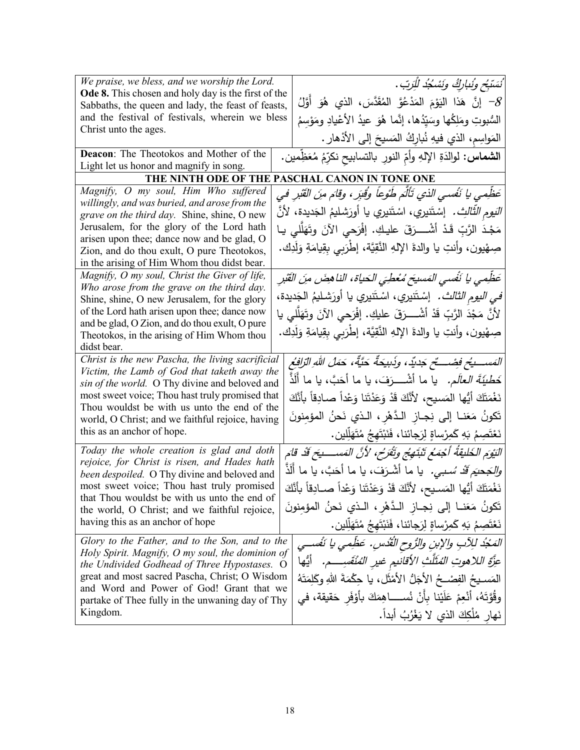| | |
|---|---|
| *We praise, we bless, and we worship the Lord.*<br>**Ode 8.** This chosen and holy day is the first of the Sabbaths, the queen and lady, the feast of feasts, and the festival of festivals, wherein we bless Christ unto the ages. | *نُسَبِّحُ ونُبارِكُ ونَسْجُدُ لِلْرَبِّ.*<br>8- إنَّ هَذا اليَوْمَ المَدْعُوَّ المُقَدَّسَ، الذي هُوَ أَوَّلُ السُّبوتِ ومَلِكُها وسَيِّدُها، إنَّما هُوَ عيدُ الأَعْيادِ ومَوْسِمُ المَواسِمِ، الذي فيهِ نُبارِكُ المَسيحَ إلى الأَدْهار. |
| **Deacon**: The Theotokos and Mother of the Light let us honor and magnify in song. | **الشماس:** لوالدَةِ الإلهِ وأمِّ النورِ بالتسابيحِ نكرِّمُ مُعَظِّمين. |
| **THE NINTH ODE OF THE PASCHAL CANON IN TONE ONE** | |
| *Magnify, O my soul, Him Who suffered willingly, and was buried, and arose from the grave on the third day.* Shine, shine, O new Jerusalem, for the glory of the Lord hath arisen upon thee; dance now and be glad, O Zion, and do thou exult, O pure Theotokos, in the arising of Him Whom thou didst bear. | *عَظِّمي يا نَفْسي الذي تَأَلَّمَ طَوْعاً وقُبِرَ، وقامَ مِنَ القَبْرِ في اليَومِ الثَّالِث.* إسْتَنيري، اسْتَنيري يا أورَشليمُ الجَديدة، لأنَّ مَجْدَ الرَّبِّ قَدْ أَشْـرَقَ عليكِ. إفْرَحي الآنَ وتَهَلَّلي يا صِهْيون، وأنتِ يا والدةَ الإلهِ النَّقِيَّة، إطْرَبي بِقِيامَةِ وَلَدِك. |
| *Magnify, O my soul, Christ the Giver of life, Who arose from the grave on the third day.* Shine, shine, O new Jerusalem, for the glory of the Lord hath arisen upon thee; dance now and be glad, O Zion, and do thou exult, O pure Theotokos, in the arising of Him Whom thou didst bear. | *عَظِّمي يا نَفْسي المَسيحَ مُعْطِيَ الحَياة، الناهِضَ مِنَ القَبْرِ في اليومِ الثالث.* إسْتَنيري، اسْتَنيري يا أورَشليمُ الجَديدة، لأنَّ مَجْدَ الرَّبِّ قَدْ أَشْـرَقَ عليكِ. إفْرَحي الآنَ وتَهَلَّلي يا صِهْيون، وأنتِ يا والدةَ الإلهِ النَّقِيَّة، إطْرَبي بِقِيامَةِ وَلَدِك. |
| *Christ is the new Pascha, the living sacrificial Victim, the Lamb of God that taketh away the sin of the world.* O Thy divine and beloved and most sweet voice; Thou hast truly promised that Thou wouldst be with us unto the end of the world, O Christ; and we faithful rejoice, having this as an anchor of hope. | *المَسيحُ فِصْحٌ جَديدٌ، وذَبيحَةٌ حَيَّةٌ، حَمَلُ اللهِ الرافِعُ خَطيئَةَ العالَم.* يا ما أشْـرَفَ، يا ما أحَبَّ، يا ما أَلَذَّ نَغْمَتَكَ أيُّها المَسيح، لأنَّكَ قَدْ وَعَدْتَنا وَعْداً صادِقاً بأنَّكَ تَكونُ مَعَنا إلى نِجازِ الدَّهْرِ، الذي نَحنُ المؤمِنونَ نَعْتَصِمُ بَهِ كَمِرْساةٍ لِرَجائنا، فَنَبْتَهِجُ مُتَهَلِّلين. |
| *Today the whole creation is glad and doth rejoice, for Christ is risen, and Hades hath been despoiled.* O Thy divine and beloved and most sweet voice; Thou hast truly promised that Thou wouldst be with us unto the end of the world, O Christ; and we faithful rejoice, having this as an anchor of hope | *اليَوْمَ الخَليقَةُ أجْمَعُ تَبْتَهِجُ وتَفْرَحُ، لأنَّ المَسيحَ قَدْ قامَ والجَحيمَ قَدْ سُبي.* يا ما أشْرَفَ، يا ما أحَبَّ، يا ما أَلَذَّ نَغْمَتَكَ أيُّها المَسيح، لأنَّكَ قَدْ وَعَدْتَنا وَعْداً صادِقاً بأنَّكَ تَكونُ مَعَنا إلى نِجازِ الدَّهْرِ، الذي نَحنُ المؤمِنونَ نَعْتَصِمُ بَهِ كَمِرْساةٍ لِرَجائنا، فَنَبْتَهِجُ مُتَهَلِّلين. |
| *Glory to the Father, and to the Son, and to the Holy Spirit. Magnify, O my soul, the dominion of the Undivided Godhead of Three Hypostases.* O great and most sacred Pascha, Christ; O Wisdom and Word and Power of God! Grant that we partake of Thee fully in the unwaning day of Thy Kingdom. | *المَجْدُ لِلآبِ والإبنِ والرُّوحِ القُدُس. عَظِّمي يا نَفْسي عِزَّةَ اللاهوتِ المُثَلَّثِ الأقانيمِ غيرِ المُنْقَسِم.* أيُّها المَسيحُ الفِصْحُ الأجَلُّ الأَمْثَل، يا حِكْمَةَ اللهِ وكَلِمَتَهُ وقُوَّتَهُ، أنْعِمْ عَلَيْنا بِأَنْ نُساهِمَكَ بأوْفَرِ حَقيقة، في نَهارِ مُلْكِكَ الذي لا يَغْرُبُ أبداً. |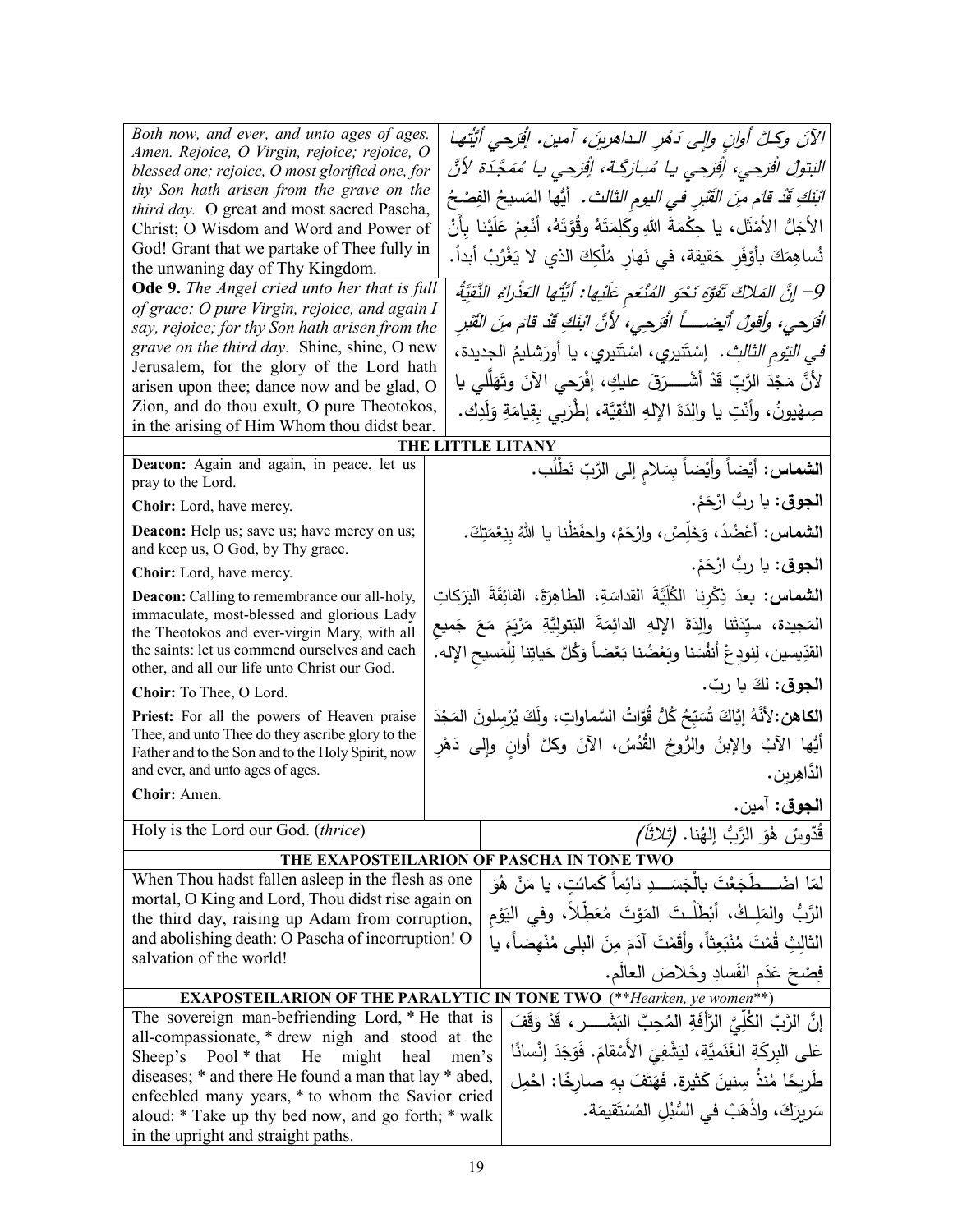| | |
|---|---|
| *Both now, and ever, and unto ages of ages. Amen. Rejoice, O Virgin, rejoice; rejoice, O blessed one; rejoice, O most glorified one, for thy Son hath arisen from the grave on the third day.* O great and most sacred Pascha, Christ; O Wisdom and Word and Power of God! Grant that we partake of Thee fully in the unwaning day of Thy Kingdom. | *الآنَ وكلَّ أوانٍ وإلى دَهْرِ الداهرينَ، آمين. إفْرَحي أيَّتُها البَتولُ افْرَحي، إفْرَحي يا مُبارَكة، إفْرَحي يا مُمَجَّدة لأنَّ ابْنَكِ قَدْ قامَ مِنَ القَبْرِ في اليومِ الثالث.* أيُّها المَسيحُ الفِصْحُ الأجَلُّ الأمْثَل، يا حِكْمَةَ اللهِ وكَلِمَتَهُ وقُوَّتَهُ، أنْعِمْ عَلَيْنا بأَنْ نُساهِمَكَ بأوْفَرِ حَقيقة، في نَهارِ مُلْكِكَ الذي لا يَغْرُبُ أبداً. |
| **Ode 9.** *The Angel cried unto her that is full of grace: O pure Virgin, rejoice, and again I say, rejoice; for thy Son hath arisen from the grave on the third day.* Shine, shine, O new Jerusalem, for the glory of the Lord hath arisen upon thee; dance now and be glad, O Zion, and do thou exult, O pure Theotokos, in the arising of Him Whom thou didst bear. | *9- إنَّ المَلاكَ تَفَوَّهَ نَحْوَ المُنْعَمِ عَلَيْها: أيَّتُها العَذْراءُ النَّقِيَّةُ افْرَحي، وأقولُ أيضاً افْرَحي، لأنَّ ابْنَكِ قَدْ قامَ مِنَ القَبْرِ في اليَوْمِ الثالِث.* إسْتَنيري، اسْتَنيري، يا أورَشليمُ الجديدة، لأنَّ مَجْدَ الرَّبِّ قَدْ أشْرَقَ عليكِ، إفْرَحي الآنَ وتَهَلَّلي يا صِهْيونُ، وأنْتِ يا والِدَةَ الإلهِ النَّقِيَّة، إطْرَبي بِقِيامَةِ وَلَدِك. |

**THE LITTLE LITANY**

| | |
|---|---|
| **Deacon:** Again and again, in peace, let us pray to the Lord. | **الشماس:** أيْضاً وأيْضاً بِسَلامٍ إلى الرَّبِّ نَطْلُب. |
| **Choir:** Lord, have mercy. | **الجوق:** يا ربُّ ارْحَمْ. |
| **Deacon:** Help us; save us; have mercy on us; and keep us, O God, by Thy grace. | **الشماس:** أعْضُدْ، وَخَلِّصْ، وارْحَمْ، واحفَظْنا يا اللهُ بِنِعْمَتِكَ. |
| **Choir:** Lord, have mercy. | **الجوق:** يا ربُّ ارْحَمْ. |
| **Deacon:** Calling to remembrance our all-holy, immaculate, most-blessed and glorious Lady the Theotokos and ever-virgin Mary, with all the saints: let us commend ourselves and each other, and all our life unto Christ our God. | **الشماس:** بعدَ ذِكْرِنا الكُلِّيَّةَ القداسَةِ، الطاهِرَةَ، الفائِقَةَ البَرَكاتِ المَجيدة، سيِّدَتَنا والِدَةَ الإلهِ الدائِمَةَ البَتولِيَّةِ مَرْيَمَ مَعَ جَميعِ القدِّيسين، لِنودِعْ أنفُسَنا وبَعْضُنا بَعْضاً وَكُلَّ حَياتِنا لِلْمَسيحِ الإله. |
| **Choir:** To Thee, O Lord. | **الجوق:** لكَ يا ربّ. |
| **Priest:** For all the powers of Heaven praise Thee, and unto Thee do they ascribe glory to the Father and to the Son and to the Holy Spirit, now and ever, and unto ages of ages. | **الكاهن:** لأنَّهُ إيَّاكَ تُسَبِّحُ كُلُّ قُوَّاتُ السَّماواتِ، ولَكَ يُرْسِلونَ المَجْدَ أيُّها الآبُ والإبنُ والرُّوحُ القُدُسُ، الآنَ وكلَّ أوانٍ وإلى دَهْرِ الدَّاهِرين. |
| **Choir:** Amen. | **الجوق:** آمين. |
| Holy is the Lord our God. (*thrice*) | قُدّوسٌ هُوَ الرَّبُّ إلهُنا. *(ثلاثاً)* |

**THE EXAPOSTEILARION OF PASCHA IN TONE TWO**

| | |
|---|---|
| When Thou hadst fallen asleep in the flesh as one mortal, O King and Lord, Thou didst rise again on the third day, raising up Adam from corruption, and abolishing death: O Pascha of incorruption! O salvation of the world! | لمّا اضْطَجَعْتَ بالْجَسَدِ نائِماً كَمائتٍ، يا مَنْ هُوَ الرَّبُّ والمَلِكُ، أبْطَلْتَ المَوْتَ مُعَطِّلاً، وفي اليَوْمِ الثالِثِ قُمْتَ مُنْبَعِثاً، وأقَمْتَ آدَمَ مِنَ البِلى مُنْهِضاً، يا فِصْحَ عَدَمِ الفَسادِ وخَلاصَ العالَم. |

**EXAPOSTEILARION OF THE PARALYTIC IN TONE TWO** (*\*\*Hearken, ye women\*\**)

| | |
|---|---|
| The sovereign man-befriending Lord, * He that is all-compassionate, * drew nigh and stood at the Sheep's Pool * that He might heal men's diseases; * and there He found a man that lay * abed, enfeebled many years, * to whom the Savior cried aloud: * Take up thy bed now, and go forth; * walk in the upright and straight paths. | إنَّ الرَّبَّ الكُلِّيَّ الرَّأفَةِ المُحِبَّ البَشَر، قَدْ وَقَفَ عَلى البِرْكَةِ الغَنَمِيَّةِ، لِيَشْفِيَ الأَسْقامَ. فَوَجَدَ إنْسانًا طَريحًا مُنذُ سِنينَ كَثيرة. فَهَتَفَ بِهِ صارِخًا: احْمِلْ سَريرَكَ، واذْهَبْ في السُّبُلِ المُسْتَقيمَة. |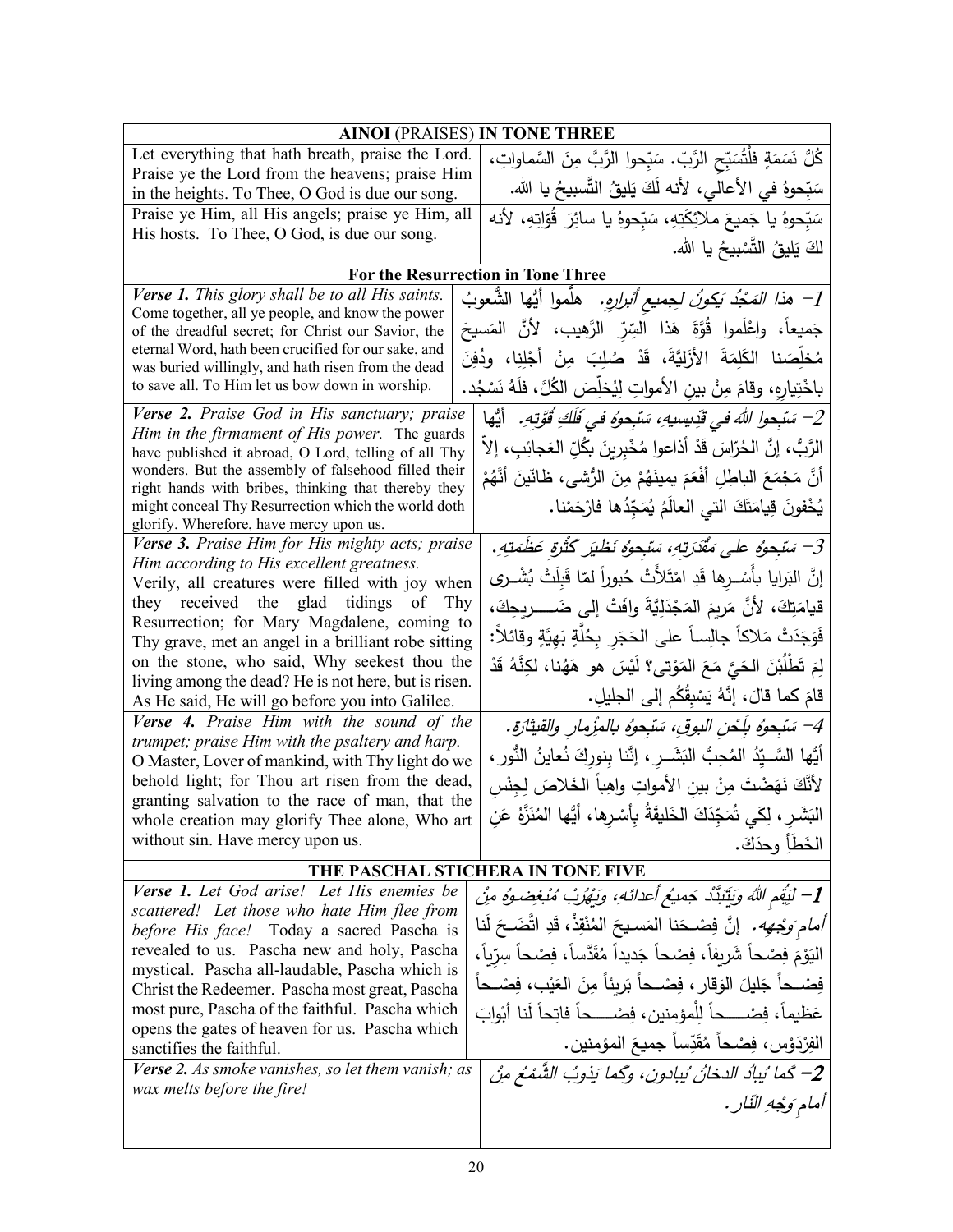| **AINOI** (PRAISES) **IN TONE THREE** | |
|---|---|
| Let everything that hath breath, praise the Lord. Praise ye the Lord from the heavens; praise Him in the heights. To Thee, O God is due our song. | كُلُّ نَسَمَةٍ فلْتُسَبِّحِ الرَّبّ. سَبِّحوا الرَّبَّ مِنَ السَّماواتِ، سَبِّحوهُ في الأعالي، لأنه لَكَ يَليقُ التَّسبيحُ يا الله. |
| Praise ye Him, all His angels; praise ye Him, all His hosts. To Thee, O God, is due our song. | سَبِّحوهُ يا جَميعَ ملائِكَتِهِ، سَبِّحوهُ يا سائِرَ قُوّاتِهِ، لأنه لكَ يَليقُ التَّسْبيحُ يا الله. |
| **For the Resurrection in Tone Three** | |
| ***Verse 1.*** *This glory shall be to all His saints.* Come together, all ye people, and know the power of the dreadful secret; for Christ our Savior, the eternal Word, hath been crucified for our sake, and was buried willingly, and hath risen from the dead to save all. To Him let us bow down in worship. | *1- هذا المَجْدُ يَكونُ لجميعِ أبرارِهِ.* هلُّموا أيُّها الشُّعوبُ جَميعاً، واعْلَموا قُوَّةَ هَذا السِّرِّ الرَّهيب، لأنَّ المَسيحَ مُخلِّصَنا الكَلِمَةَ الأَزَلِيَّةَ، قَدْ صُلِبَ مِنْ أجْلِنا، ودُفِنَ باخْتِيارِهِ، وقامَ مِنْ بينِ الأمواتِ لِيُخَلِّصَ الكُلَّ، فلَهُ نَسْجُد. |
| ***Verse 2.*** *Praise God in His sanctuary; praise Him in the firmament of His power.* The guards have published it abroad, O Lord, telling of all Thy wonders. But the assembly of falsehood filled their right hands with bribes, thinking that thereby they might conceal Thy Resurrection which the world doth glorify. Wherefore, have mercy upon us. | *2- سَبِّحوا اللهَ في قِدِّيسيهِ، سَبِّحوهُ في فَلَكِ قُوَّتِهِ.* أيُّها الرَّبُّ، إنَّ الحُرّاسَ قَدْ أذاعوا مُخْبِرينَ بِكُلِّ العَجائِبِ، إلاّ أنَّ مَجْمَعَ الباطِلِ أفْعَمَ يمينَهُمْ مِنَ الرُّشى، ظانّينَ أنَّهُمْ يُخْفونَ قِيامَتَكَ التي العالَمُ يُمَجِّدُها فارْحَمْنا. |
| ***Verse 3.*** *Praise Him for His mighty acts; praise Him according to His excellent greatness.* Verily, all creatures were filled with joy when they received the glad tidings of Thy Resurrection; for Mary Magdalene, coming to Thy grave, met an angel in a brilliant robe sitting on the stone, who said, Why seekest thou the living among the dead? He is not here, but is risen. As He said, He will go before you into Galilee. | *3- سَبِّحوهُ على مَقْدِرَتِهِ، سَبِّحوهُ نَظيرَ كَثْرَةِ عَظَمَتِهِ.* إنَّ البَرايا بِأَسْرِها قَدِ امْتَلأَتْ حُبوراً لمّا قَبِلَتْ بُشْرى قيامَتِكَ، لأنَّ مَريمَ المَجْدَلِيَّةَ وافَتْ إلى ضَريحِكَ، فَوَجَدَتْ مَلاكاً جالِساً على الحَجَرِ بِحُلَّةٍ بَهِيَّةٍ وقائلاً: لِمَ تَطْلُبْنَ الحَيَّ مَعَ المَوْتى؟ لَيْسَ هو هَهُنا، لكِنَّهُ قَدْ قامَ كما قالَ، إنَّهُ يَسْبِقُكُم إلى الجليل. |
| ***Verse 4.*** *Praise Him with the sound of the trumpet; praise Him with the psaltery and harp.* O Master, Lover of mankind, with Thy light do we behold light; for Thou art risen from the dead, granting salvation to the race of man, that the whole creation may glorify Thee alone, Who art without sin. Have mercy upon us. | *4- سَبِّحوهُ بِلَحْنِ البوقِ، سَبِّحوهُ بالمِزْمارِ والقيثارَة.* أيُّها السَّيِّدُ المُحِبُّ البَشَرِ، إنَّنا بنورِكَ نُعاينُ النُّور، لأنَّكَ نَهَضْتَ مِنْ بينِ الأمواتِ واهِباً الخَلاصَ لِجِنْسِ البَشَرِ، لِكَي تُمَجِّدَكَ الخَليقَةُ بِأَسْرِها، أيُّها المُنَزَّهُ عَنِ الخَطَأِ وحدَكَ. |
| **THE PASCHAL STICHERA IN TONE FIVE** | |
| ***Verse 1.*** *Let God arise! Let His enemies be scattered! Let those who hate Him flee from before His face!* Today a sacred Pascha is revealed to us. Pascha new and holy, Pascha mystical. Pascha all-laudable, Pascha which is Christ the Redeemer. Pascha most great, Pascha most pure, Pascha of the faithful. Pascha which opens the gates of heaven for us. Pascha which sanctifies the faithful. | *1- لِيَقُمِ اللهُ وَيَتَبَدَّدْ جَميعُ أعدائهِ، وَيَهْرُبْ مُبْغِضوهُ مِنْ أمامِ وَجْهِهِ.* إنَّ فِصْحَنا المَسيحَ المُنْقِذْ، قَدِ اتَّضَحَ لَنا اليَوْمَ فِصْحاً شَريفاً، فِصْحاً جَديداً مُقَدَّساً، فِصْحاً سِرِّياً، فِصْحاً جَليلَ الوَقارِ، فِصْحاً بَريئاً مِنَ العَيْبِ، فِصْحاً عَظيماً، فِصْحاً لِلْمؤمنين، فِصْحاً فاتِحاً لَنا أبْوابَ الفِرْدَوْس، فِصْحاً مُقَدِّساً جميعَ المؤمنين. |
| ***Verse 2.*** *As smoke vanishes, so let them vanish; as wax melts before the fire!* | *2- كَما يُبادُ الدخانُ يُبادون، وكَما يَذوبُ الشَّمْعُ مِنْ أمامِ وَجْهِ النّار.* |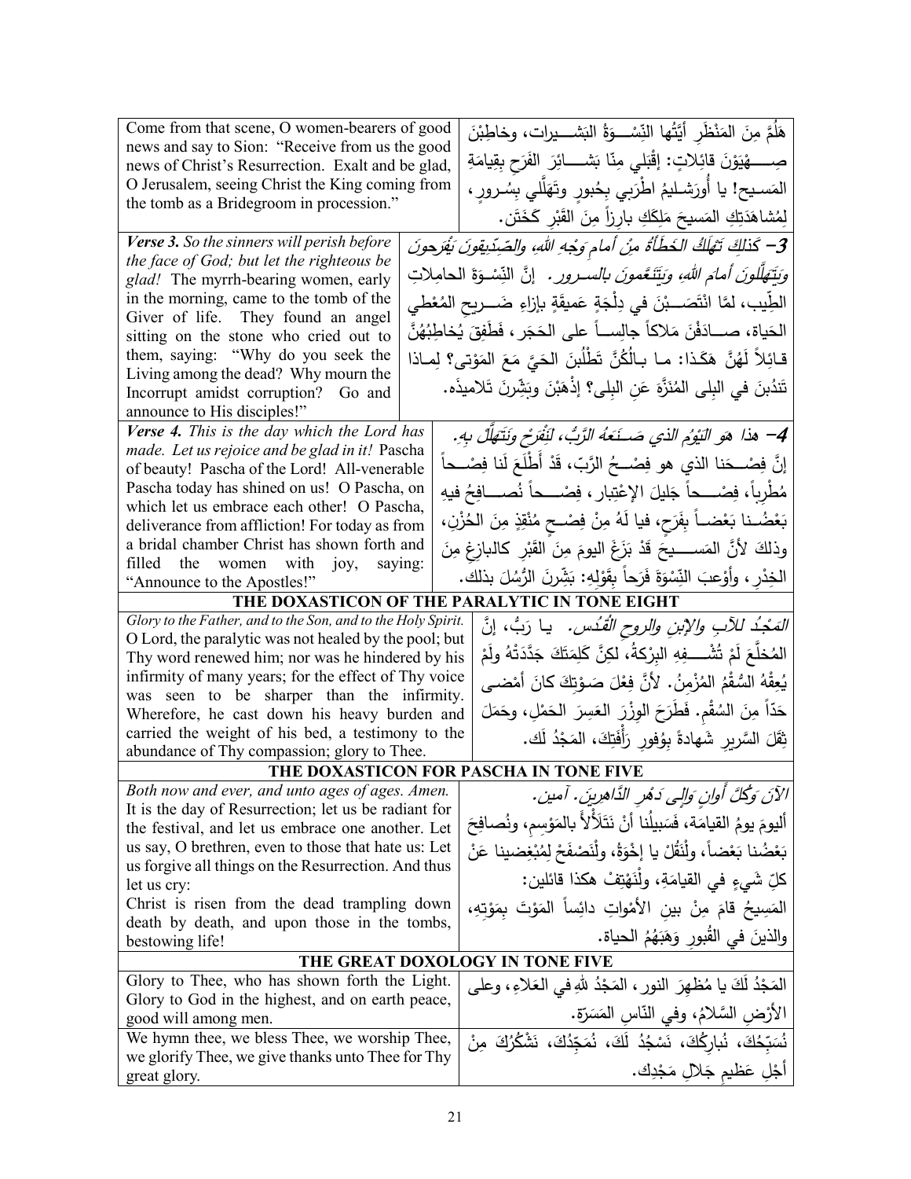| | |
|---|---|
| Come from that scene, O women-bearers of good news and say to Sion: "Receive from us the good news of Christ's Resurrection. Exalt and be glad, O Jerusalem, seeing Christ the King coming from the tomb as a Bridegroom in procession." | هَلُمَّ مِنَ المَنْظَرِ أَيَّتُها النِّسْوَةُ البَشيرات، وخاطِبْنَ صِهْيَوْنَ قائِلاتٍ: إقْبَلي مِنّا بَشائِرَ الفَرَحِ بِقِيامَةِ المَسيح! يا أُورَشَليمُ اطْرَبي بِحُبورٍ وتَهَلَّلي بِسُرورٍ، لِمُشاهَدَتِكِ المَسيحَ مَلِكَكِ بارِزاً مِنَ القَبْرِ كَخَتَن. |
| ***Verse 3.*** *So the sinners will perish before the face of God; but let the righteous be glad!* The myrrh-bearing women, early in the morning, came to the tomb of the Giver of life. They found an angel sitting on the stone who cried out to them, saying: "Why do you seek the Living among the dead? Why mourn the Incorrupt amidst corruption? Go and announce to His disciples!" | ***3- كَذلِكَ تَهْلَكُ الخَطَأَةُ مِنْ أَمامِ وَجْهِ اللهِ، والصِّدِّيقونَ يَفْرَحونَ وَيَتَهَلَّلونَ أَمامَ اللهِ، وَيَتَنَعَّمونَ بالسرور.*** إنَّ النِّسْوَةَ الحامِلاتِ الطِّيب، لمّا انْتَصَبْنَ في دِلْجَةٍ عَميقَةٍ بإزاءِ ضَريحِ المُعْطي الحَياة، صادَفْنَ مَلاكاً جالِساً على الحَجَرِ، فَطَفِقَ يُخاطِبُهُنَّ قائِلاً لَهُنَّ هَكَذا: ما بالُكُنَّ تَطْلُبنَ الحَيَّ مَعَ المَوْتى؟ لِماذا تَنْدُبنَ في البِلى المُنَزَّهَ عَنِ البِلى؟ إذْهَبْنَ وبَشِّرنَ تَلاميذَه. |
| ***Verse 4.*** *This is the day which the Lord has made. Let us rejoice and be glad in it!* Pascha of beauty! Pascha of the Lord! All-venerable Pascha today has shined on us! O Pascha, on which let us embrace each other! O Pascha, deliverance from affliction! For today as from a bridal chamber Christ has shown forth and filled the women with joy, saying: "Announce to the Apostles!" | ***4- هذا هو اليَوْمُ الذي صَنَعَهُ الرَّبُّ، لِنَفْرَحْ وَنَتَهَلَّل بِهِ.*** إنَّ فِصْحَنا الذي هو فِصْحُ الرَّبِّ، قَدْ أَطْلَعَ لَنا فِصْحاً مُطْرِباً، فِصْحاً جَليلَ الإعْتِبار، فِصْحاً نُصافِحُ فيهِ بَعْضُنا بَعْضاً بِفَرَحٍ، فيا لَهُ مِنْ فِصْحٍ مُنْقِذٍ مِنَ الحُزْن، وذلِكَ لأنَّ المَسيحَ قَدْ بَزَغَ اليومَ مِنَ القَبْرِ كالبازِغِ مِنَ الخِدْرِ، وأَوْعَبَ النِّسْوَةَ فَرَحاً بِقَوْلِهِ: بَشِّرنَ الرُّسُلَ بذلك. |

**THE DOXASTICON OF THE PARALYTIC IN TONE EIGHT**

| | |
|---|---|
| *Glory to the Father, and to the Son, and to the Holy Spirit.* O Lord, the paralytic was not healed by the pool; but Thy word renewed him; nor was he hindered by his infirmity of many years; for the effect of Thy voice was seen to be sharper than the infirmity. Wherefore, he cast down his heavy burden and carried the weight of his bed, a testimony to the abundance of Thy compassion; glory to Thee. | *المَجْدُ للآبِ والإبنِ والروحِ القُدُس.* يا رَبُّ، إنَّ المُخلَّعَ لَمْ تُشْفِهِ البِرْكةُ، لكِنَّ كَلِمَتَكَ جَدَّدَتْهُ ولَمْ يُعِقْهُ السُّقْمُ المُزْمِنُ. لأنَّ فِعْلَ صَوْتِكَ كانَ أَمْضى حَدّاً مِنَ السُقْمِ. فَطَرَحَ الوِزْرَ العَسِرَ الحَمْلِ، وحَمَلَ ثِقَلَ السَّريرِ شَهادةً بِوُفورِ رَأْفَتِكَ، المَجْدُ لَك. |

**THE DOXASTICON FOR PASCHA IN TONE FIVE**

| | |
|---|---|
| *Both now and ever, and unto ages of ages. Amen.* It is the day of Resurrection; let us be radiant for the festival, and let us embrace one another. Let us say, O brethren, even to those that hate us: Let us forgive all things on the Resurrection. And thus let us cry: Christ is risen from the dead trampling down death by death, and upon those in the tombs, bestowing life! | *الآنَ وَكُلَّ أَوانٍ وَإِلى دَهْرِ الدَّاهِرِين. آمين.* أَليومَ يومُ القيامَة، فَسَبيلُنا أنْ نَتَلأْلأَ بالمَوْسِمِ، ونُصافِحَ بَعْضُنا بَعْضاً، ولْنَقُلْ يا إخْوَةُ، ولْنَصْفَحْ لِمُبْغِضينا عَنْ كلِّ شَيءٍ في القيامَةِ، ولْنَهْتِفْ هكذا قائلين: المَسيحُ قامَ مِنْ بينِ الأمْواتِ دائِساً المَوْتَ بِمَوْتِهِ، والذينَ في القُبورِ وَهَبَهُمُ الحياة. |

**THE GREAT DOXOLOGY IN TONE FIVE**

| | |
|---|---|
| Glory to Thee, who has shown forth the Light. Glory to God in the highest, and on earth peace, good will among men. | المَجْدُ لَكَ يا مُظهِرَ النورِ، المَجْدُ للهِ في العَلاءِ، وعلى الأرْضِ السَّلامُ، وفي النّاسِ المَسَرَّة. |
| We hymn thee, we bless Thee, we worship Thee, we glorify Thee, we give thanks unto Thee for Thy great glory. | نُسَبِّحُكَ، نُبارِكُكَ، نَسْجُدُ لَكَ، نُمَجِّدُكَ، نَشْكُرُكَ مِنْ أَجْلِ عَظيمِ جَلالِ مَجْدِك. |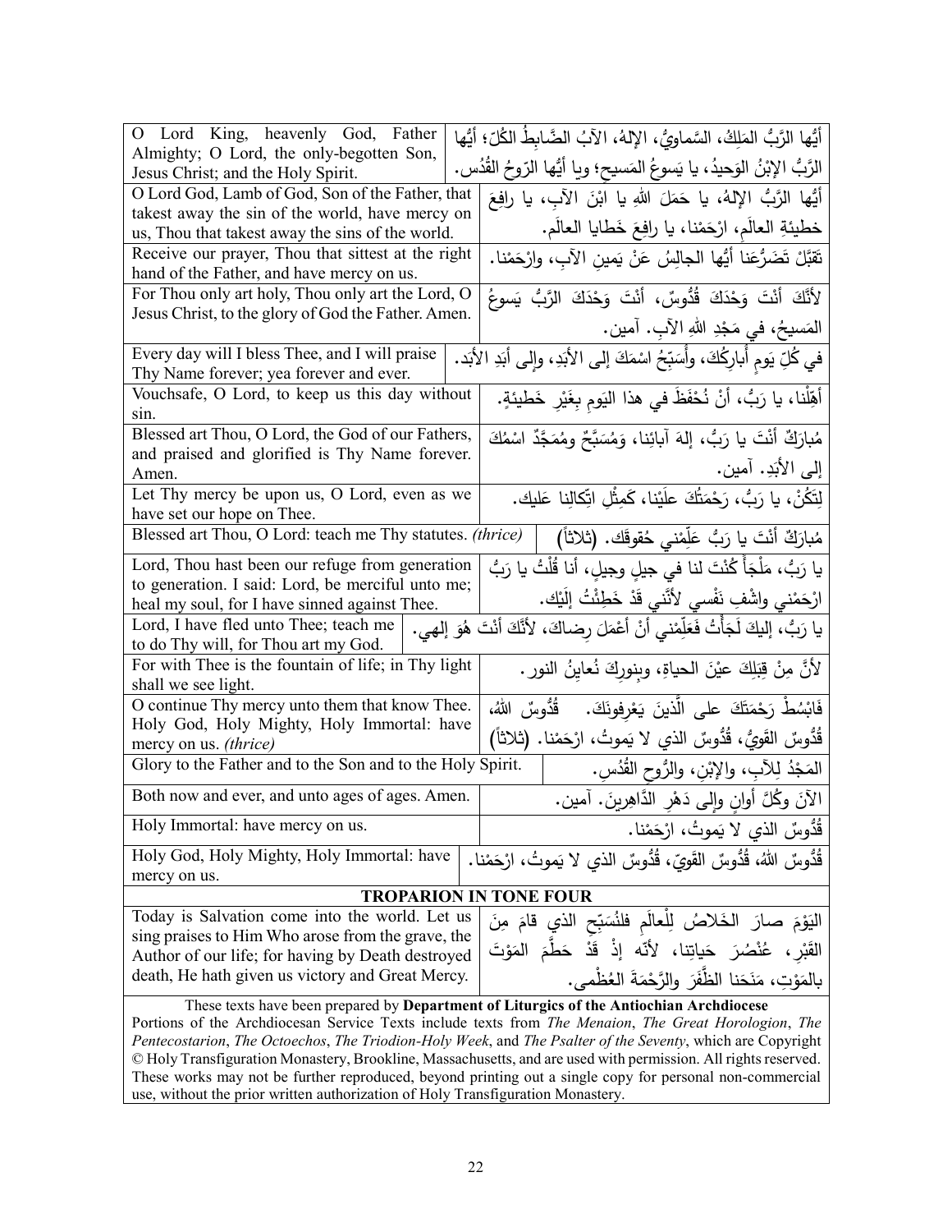| | |
|---|---|
| O Lord King, heavenly God, Father Almighty; O Lord, the only-begotten Son, Jesus Christ; and the Holy Spirit. | أيُّها الرَّبُّ المَلِكُ، السَّماويُّ، الإلهُ، الآبُ الضَّابِطُ الكُلّ؛ أيُّها الرَّبُّ الإبْنُ الوَحيدُ، يا يَسوعُ المَسيح؛ ويا أيُّها الرّوحُ القُدُس. |
| O Lord God, Lamb of God, Son of the Father, that takest away the sin of the world, have mercy on us, Thou that takest away the sins of the world. | أيُّها الرَّبُّ الإلهُ، يا حَمَلَ اللهِ يا ابْنَ الآبِ، يا رافِعَ خطيئةِ العالَمِ، ارْحَمْنا، يا رافِعَ خَطايا العالَم. |
| Receive our prayer, Thou that sittest at the right hand of the Father, and have mercy on us. | تَقَبَّلْ تَضَرُّعَنا أيُّها الجالِسُ عَنْ يَمينِ الآبِ، وارْحَمْنا. |
| For Thou only art holy, Thou only art the Lord, O Jesus Christ, to the glory of God the Father. Amen. | لأنَّكَ أنْتَ وَحْدَكَ قُدُّوسٌ، أنْتَ وَحْدَكَ الرَّبُّ يَسوعُ المَسيحُ، في مَجْدِ اللهِ الآبِ. آمين. |
| Every day will I bless Thee, and I will praise Thy Name forever; yea forever and ever. | في كُلِّ يَومٍ أُبارِكُكَ، وأُسَبِّحُ اسْمَكَ إلى الأبَدِ، وإلى أبَدِ الأبَد. |
| Vouchsafe, O Lord, to keep us this day without sin. | أهِّلْنا، يا رَبُّ، أنْ نُحْفَظَ في هذا اليَومِ بِغَيْرِ خَطيئةٍ. |
| Blessed art Thou, O Lord, the God of our Fathers, and praised and glorified is Thy Name forever. Amen. | مُبارَكٌ أنْتَ يا رَبُّ، إلهَ آبائِنا، وَمُسَبَّحٌ ومُمَجَّدٌ اسْمُكَ إلى الأبَدِ. آمين. |
| Let Thy mercy be upon us, O Lord, even as we have set our hope on Thee. | لِتَكُنْ، يا رَبُّ، رَحْمَتُكَ علَيْنا، كَمِثْلِ اتِّكالِنا عَليك. |
| Blessed art Thou, O Lord: teach me Thy statutes. *(thrice)* | مُبارَكٌ أنْتَ يا رَبُّ عَلِّمْني حُقوقَك. (ثلاثاً) |
| Lord, Thou hast been our refuge from generation to generation. I said: Lord, be merciful unto me; heal my soul, for I have sinned against Thee. | يا رَبُّ، مَلْجَأً كُنْتَ لنا في جيلٍ وجيلٍ، أنا قُلْتُ يا رَبُّ ارْحَمْني واشْفِ نَفْسي لأنّني قَدْ خَطِئْتُ إلَيْك. |
| Lord, I have fled unto Thee; teach me to do Thy will, for Thou art my God. | يا رَبُّ، إليكَ لَجَأْتُ فَعَلِّمْني أنْ أعْمَلَ رِضاكَ، لأنَّكَ أنْتَ هُوَ إلهي. |
| For with Thee is the fountain of life; in Thy light shall we see light. | لأنَّ مِنْ قِبَلِكَ عيْنَ الحياةِ، وبِنورِكَ نُعايِنُ النور. |
| O continue Thy mercy unto them that know Thee. Holy God, Holy Mighty, Holy Immortal: have mercy on us. *(thrice)* | فَابْسُطْ رَحْمَتَكَ على الَّذينَ يَعْرِفونَكَ. قُدُّوسٌ اللهُ، قُدُّوسٌ القَوِيُّ، قُدُّوسٌ الذي لا يَموتُ، ارْحَمْنا. (ثلاثاً) |
| Glory to the Father and to the Son and to the Holy Spirit. | المَجْدُ لِلآبِ، والإبْنِ، والرُّوحِ القُدُسِ. |
| Both now and ever, and unto ages of ages. Amen. | الآنَ وكُلَّ أوانٍ وإلى دَهْرِ الدَّاهِرينَ. آمين. |
| Holy Immortal: have mercy on us. | قُدُّوسٌ الذي لا يَموتُ، ارْحَمْنا. |
| Holy God, Holy Mighty, Holy Immortal: have mercy on us. | قُدُّوسٌ اللهُ، قُدُّوسٌ القَوِيّ، قُدُّوسٌ الذي لا يَموتُ، ارْحَمْنا. |
| **TROPARION IN TONE FOUR** | |
| Today is Salvation come into the world. Let us sing praises to Him Who arose from the grave, the Author of our life; for having by Death destroyed death, He hath given us victory and Great Mercy. | اليَوْمَ صارَ الخَلاصُ لِلْعالَمِ فلنُسَبِّحِ الذي قامَ مِنَ القَبْرِ، عُنْصُرَ حَياتِنا، لأنّه إذْ قَدْ حَطَّمَ المَوْتَ بالمَوْتِ، مَنَحَنا الظَّفَرَ والرَّحْمَةَ العُظْمى. |

These texts have been prepared by **Department of Liturgics of the Antiochian Archdiocese**
Portions of the Archdiocesan Service Texts include texts from *The Menaion*, *The Great Horologion*, *The Pentecostarion*, *The Octoechos*, *The Triodion-Holy Week*, and *The Psalter of the Seventy*, which are Copyright © Holy Transfiguration Monastery, Brookline, Massachusetts, and are used with permission. All rights reserved. These works may not be further reproduced, beyond printing out a single copy for personal non-commercial use, without the prior written authorization of Holy Transfiguration Monastery.